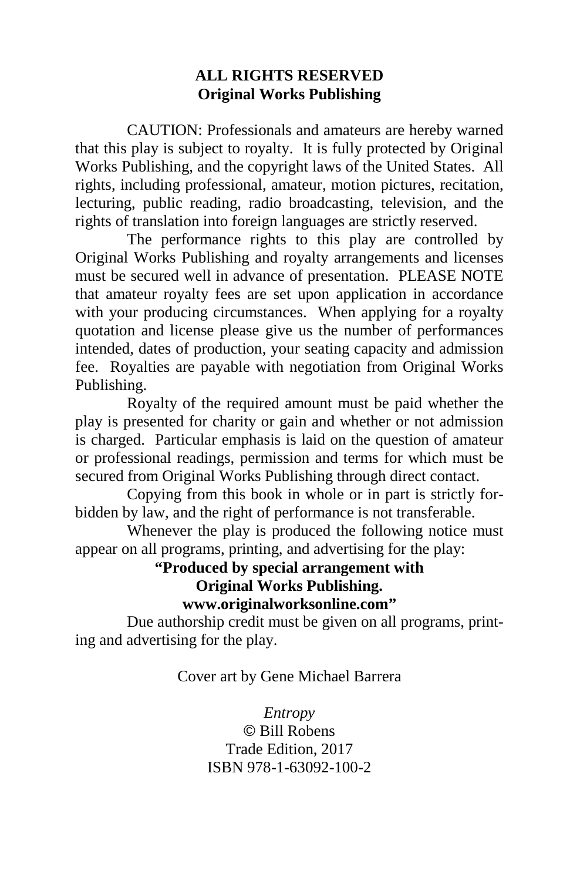**ALL RIGHTS RESERVED**
**Original Works Publishing**

CAUTION: Professionals and amateurs are hereby warned that this play is subject to royalty. It is fully protected by Original Works Publishing, and the copyright laws of the United States. All rights, including professional, amateur, motion pictures, recitation, lecturing, public reading, radio broadcasting, television, and the rights of translation into foreign languages are strictly reserved.

The performance rights to this play are controlled by Original Works Publishing and royalty arrangements and licenses must be secured well in advance of presentation. PLEASE NOTE that amateur royalty fees are set upon application in accordance with your producing circumstances. When applying for a royalty quotation and license please give us the number of performances intended, dates of production, your seating capacity and admission fee. Royalties are payable with negotiation from Original Works Publishing.

Royalty of the required amount must be paid whether the play is presented for charity or gain and whether or not admission is charged. Particular emphasis is laid on the question of amateur or professional readings, permission and terms for which must be secured from Original Works Publishing through direct contact.

Copying from this book in whole or in part is strictly forbidden by law, and the right of performance is not transferable.

Whenever the play is produced the following notice must appear on all programs, printing, and advertising for the play:

**"Produced by special arrangement with**
**Original Works Publishing.**
**www.originalworksonline.com"**

Due authorship credit must be given on all programs, printing and advertising for the play.

Cover art by Gene Michael Barrera

*Entropy*
© Bill Robens
Trade Edition, 2017
ISBN 978-1-63092-100-2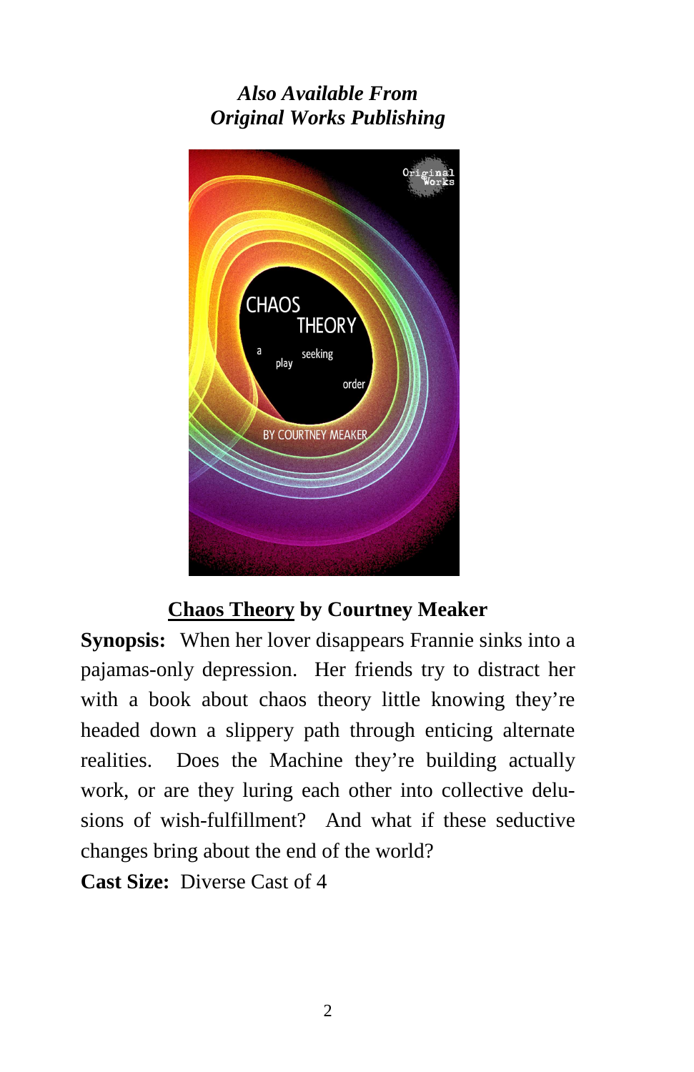***Also Available From***
***Original Works Publishing***

**Chaos Theory by Courtney Meaker**

**Synopsis:** When her lover disappears Frannie sinks into a pajamas-only depression. Her friends try to distract her with a book about chaos theory little knowing they're headed down a slippery path through enticing alternate realities. Does the Machine they're building actually work, or are they luring each other into collective delusions of wish-fulfillment? And what if these seductive changes bring about the end of the world?

**Cast Size:** Diverse Cast of 4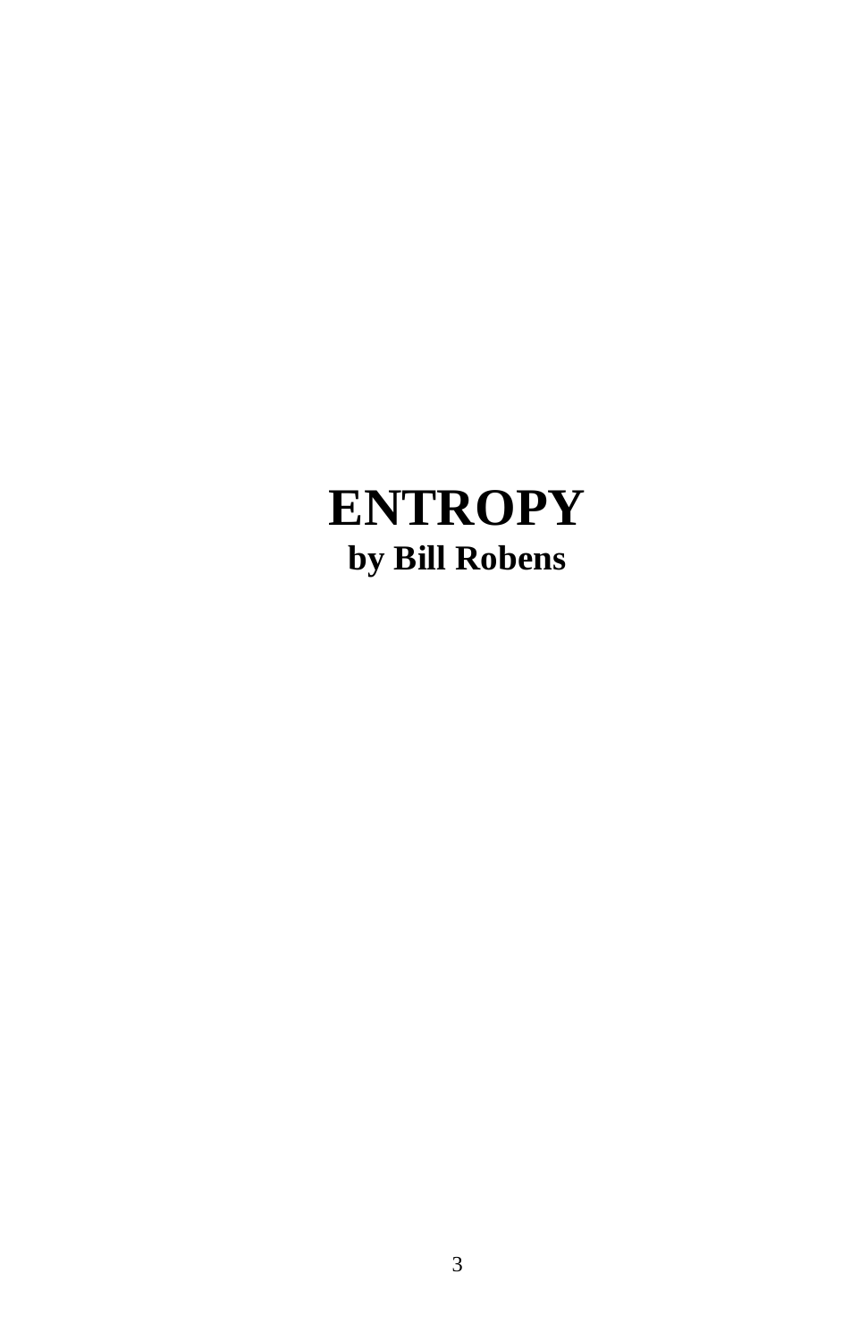# ENTROPY

**by Bill Robens**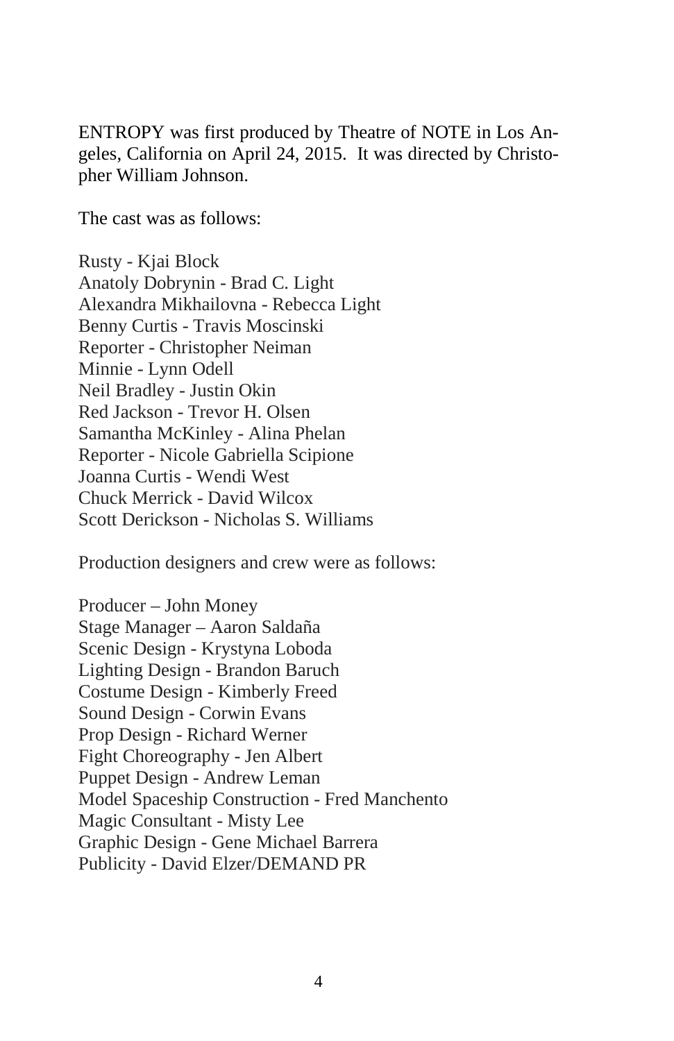ENTROPY was first produced by Theatre of NOTE in Los Angeles, California on April 24, 2015. It was directed by Christopher William Johnson.

The cast was as follows:

Rusty - Kjai Block
Anatoly Dobrynin - Brad C. Light
Alexandra Mikhailovna - Rebecca Light
Benny Curtis - Travis Moscinski
Reporter - Christopher Neiman
Minnie - Lynn Odell
Neil Bradley - Justin Okin
Red Jackson - Trevor H. Olsen
Samantha McKinley - Alina Phelan
Reporter - Nicole Gabriella Scipione
Joanna Curtis - Wendi West
Chuck Merrick - David Wilcox
Scott Derickson - Nicholas S. Williams

Production designers and crew were as follows:

Producer – John Money
Stage Manager – Aaron Saldaña
Scenic Design - Krystyna Loboda
Lighting Design - Brandon Baruch
Costume Design - Kimberly Freed
Sound Design - Corwin Evans
Prop Design - Richard Werner
Fight Choreography - Jen Albert
Puppet Design - Andrew Leman
Model Spaceship Construction - Fred Manchento
Magic Consultant - Misty Lee
Graphic Design - Gene Michael Barrera
Publicity - David Elzer/DEMAND PR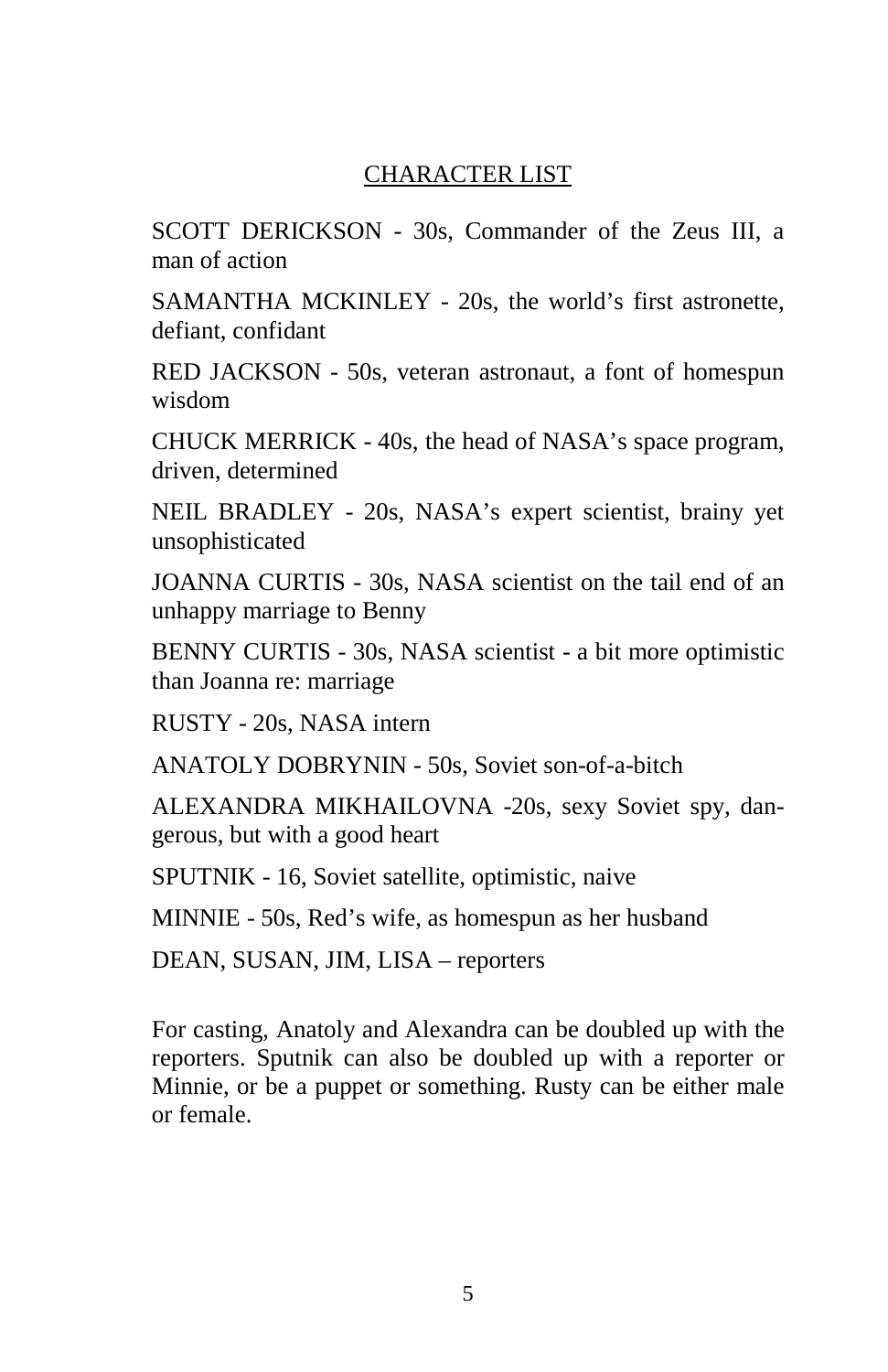## CHARACTER LIST

SCOTT DERICKSON - 30s, Commander of the Zeus III, a man of action

SAMANTHA MCKINLEY - 20s, the world's first astronette, defiant, confidant

RED JACKSON - 50s, veteran astronaut, a font of homespun wisdom

CHUCK MERRICK - 40s, the head of NASA's space program, driven, determined

NEIL BRADLEY - 20s, NASA's expert scientist, brainy yet unsophisticated

JOANNA CURTIS - 30s, NASA scientist on the tail end of an unhappy marriage to Benny

BENNY CURTIS - 30s, NASA scientist - a bit more optimistic than Joanna re: marriage

RUSTY - 20s, NASA intern

ANATOLY DOBRYNIN - 50s, Soviet son-of-a-bitch

ALEXANDRA MIKHAILOVNA -20s, sexy Soviet spy, dangerous, but with a good heart

SPUTNIK - 16, Soviet satellite, optimistic, naive

MINNIE - 50s, Red's wife, as homespun as her husband

DEAN, SUSAN, JIM, LISA – reporters

For casting, Anatoly and Alexandra can be doubled up with the reporters. Sputnik can also be doubled up with a reporter or Minnie, or be a puppet or something. Rusty can be either male or female.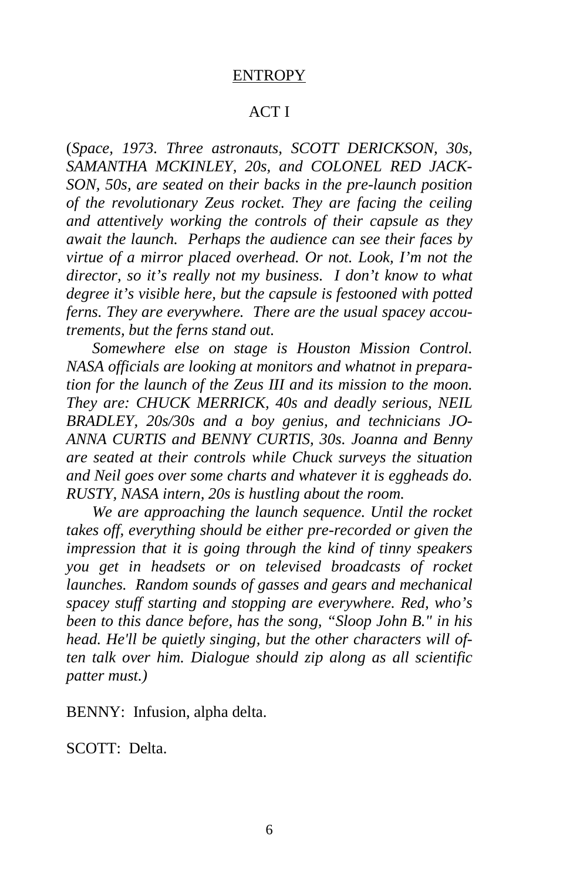ENTROPY

ACT I

(*Space, 1973. Three astronauts, SCOTT DERICKSON, 30s, SAMANTHA MCKINLEY, 20s, and COLONEL RED JACKSON, 50s, are seated on their backs in the pre-launch position of the revolutionary Zeus rocket. They are facing the ceiling and attentively working the controls of their capsule as they await the launch. Perhaps the audience can see their faces by virtue of a mirror placed overhead. Or not. Look, I'm not the director, so it's really not my business. I don't know to what degree it's visible here, but the capsule is festooned with potted ferns. They are everywhere. There are the usual spacey accoutrements, but the ferns stand out.*

*Somewhere else on stage is Houston Mission Control. NASA officials are looking at monitors and whatnot in preparation for the launch of the Zeus III and its mission to the moon. They are: CHUCK MERRICK, 40s and deadly serious, NEIL BRADLEY, 20s/30s and a boy genius, and technicians JOANNA CURTIS and BENNY CURTIS, 30s. Joanna and Benny are seated at their controls while Chuck surveys the situation and Neil goes over some charts and whatever it is eggheads do. RUSTY, NASA intern, 20s is hustling about the room.*

*We are approaching the launch sequence. Until the rocket takes off, everything should be either pre-recorded or given the impression that it is going through the kind of tinny speakers you get in headsets or on televised broadcasts of rocket launches. Random sounds of gasses and gears and mechanical spacey stuff starting and stopping are everywhere. Red, who's been to this dance before, has the song, "Sloop John B." in his head. He'll be quietly singing, but the other characters will often talk over him. Dialogue should zip along as all scientific patter must.*)

BENNY: Infusion, alpha delta.

SCOTT: Delta.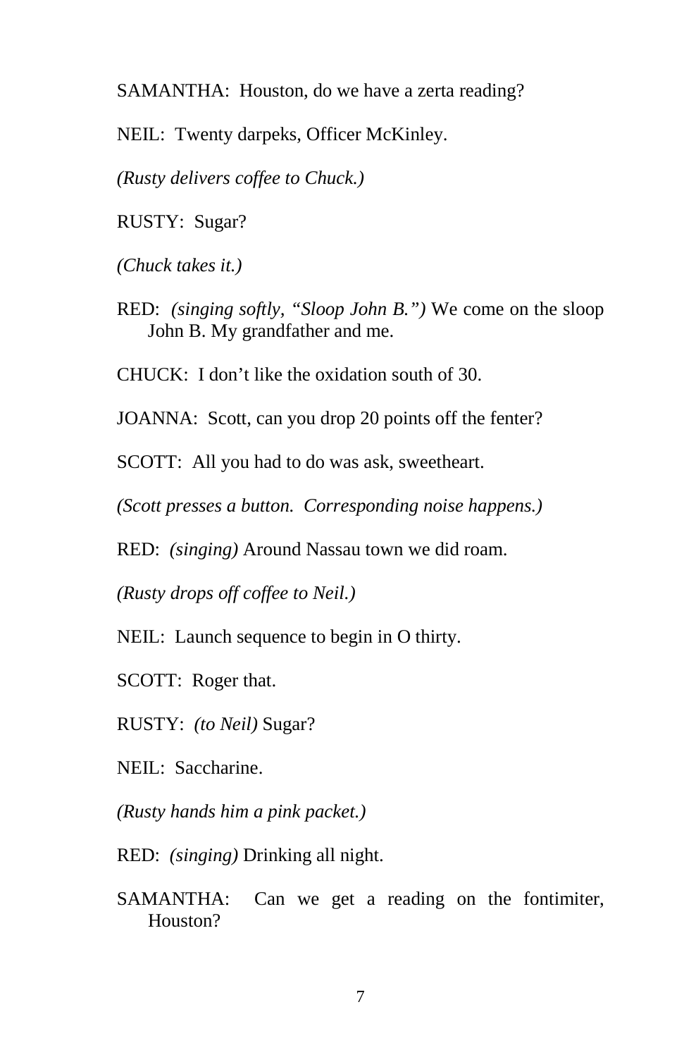SAMANTHA: Houston, do we have a zerta reading?

NEIL: Twenty darpeks, Officer McKinley.

*(Rusty delivers coffee to Chuck.)*

RUSTY: Sugar?

*(Chuck takes it.)*

RED: *(singing softly, "Sloop John B.")* We come on the sloop John B. My grandfather and me.

CHUCK: I don't like the oxidation south of 30.

JOANNA: Scott, can you drop 20 points off the fenter?

SCOTT: All you had to do was ask, sweetheart.

*(Scott presses a button. Corresponding noise happens.)*

RED: *(singing)* Around Nassau town we did roam.

*(Rusty drops off coffee to Neil.)*

NEIL: Launch sequence to begin in O thirty.

SCOTT: Roger that.

RUSTY: *(to Neil)* Sugar?

NEIL: Saccharine.

*(Rusty hands him a pink packet.)*

RED: *(singing)* Drinking all night.

SAMANTHA: Can we get a reading on the fontimiter, Houston?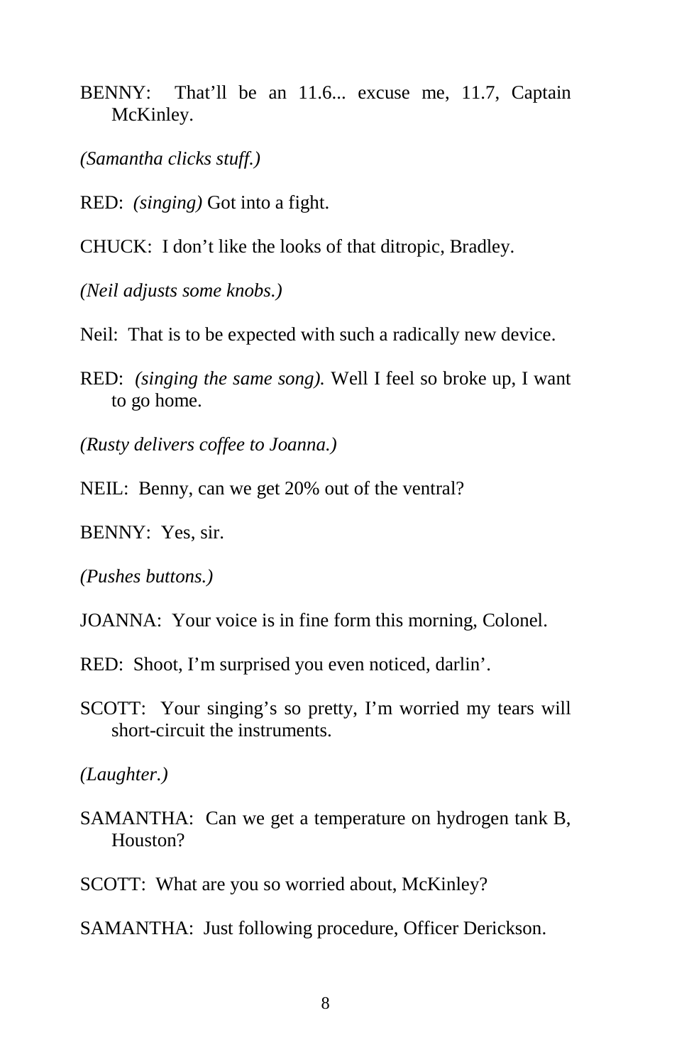BENNY: That'll be an 11.6... excuse me, 11.7, Captain McKinley.

*(Samantha clicks stuff.)*

RED: *(singing)* Got into a fight.

CHUCK: I don't like the looks of that ditropic, Bradley.

*(Neil adjusts some knobs.)*

Neil: That is to be expected with such a radically new device.

RED: *(singing the same song).* Well I feel so broke up, I want to go home.

*(Rusty delivers coffee to Joanna.)*

NEIL: Benny, can we get 20% out of the ventral?

BENNY: Yes, sir.

*(Pushes buttons.)*

JOANNA: Your voice is in fine form this morning, Colonel.

RED: Shoot, I'm surprised you even noticed, darlin'.

SCOTT: Your singing's so pretty, I'm worried my tears will short-circuit the instruments.

*(Laughter.)*

SAMANTHA: Can we get a temperature on hydrogen tank B, Houston?

SCOTT: What are you so worried about, McKinley?

SAMANTHA: Just following procedure, Officer Derickson.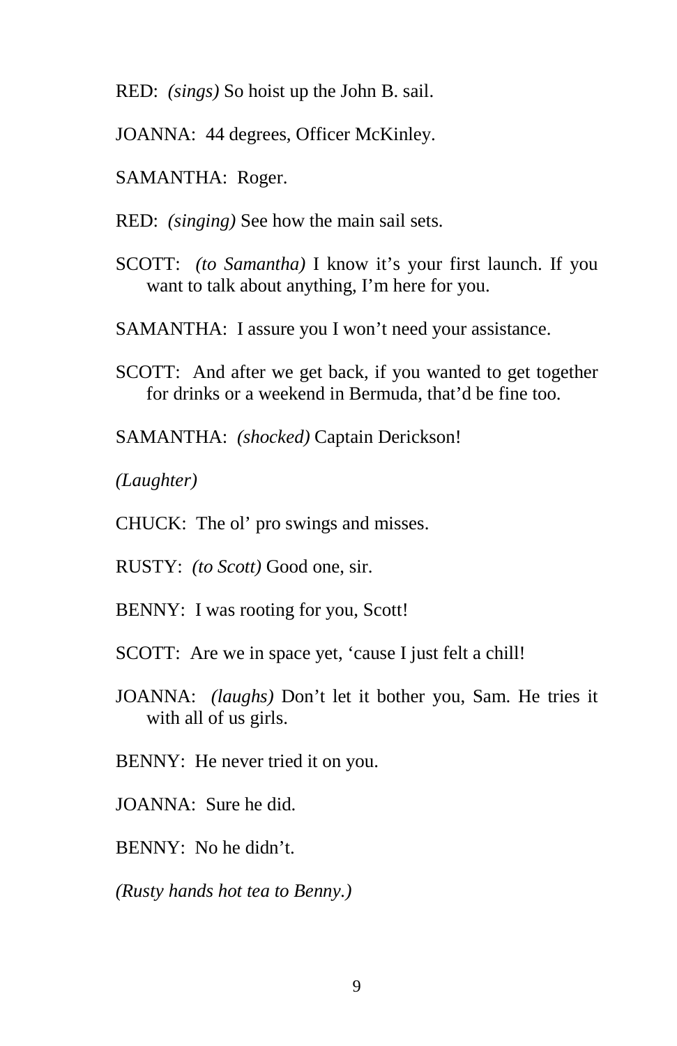RED: *(sings)* So hoist up the John B. sail.

JOANNA: 44 degrees, Officer McKinley.

SAMANTHA: Roger.

RED: *(singing)* See how the main sail sets.

SCOTT: *(to Samantha)* I know it's your first launch. If you want to talk about anything, I'm here for you.

SAMANTHA: I assure you I won't need your assistance.

SCOTT: And after we get back, if you wanted to get together for drinks or a weekend in Bermuda, that'd be fine too.

SAMANTHA: *(shocked)* Captain Derickson!

*(Laughter)*

CHUCK: The ol' pro swings and misses.

RUSTY: *(to Scott)* Good one, sir.

BENNY: I was rooting for you, Scott!

SCOTT: Are we in space yet, 'cause I just felt a chill!

JOANNA: *(laughs)* Don't let it bother you, Sam. He tries it with all of us girls.

BENNY: He never tried it on you.

JOANNA: Sure he did.

BENNY: No he didn't.

*(Rusty hands hot tea to Benny.)*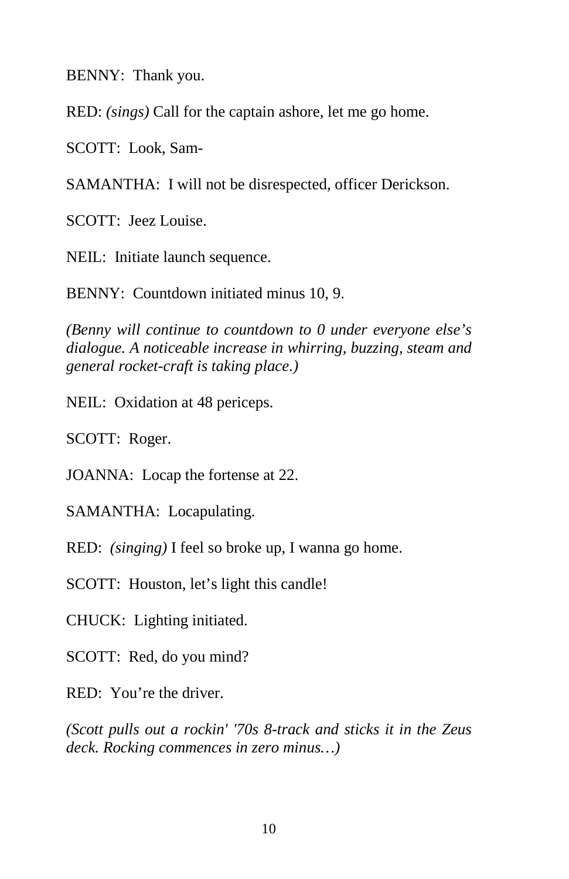BENNY: Thank you.

RED: *(sings)* Call for the captain ashore, let me go home.

SCOTT: Look, Sam-

SAMANTHA: I will not be disrespected, officer Derickson.

SCOTT: Jeez Louise.

NEIL: Initiate launch sequence.

BENNY: Countdown initiated minus 10, 9.

*(Benny will continue to countdown to 0 under everyone else's dialogue. A noticeable increase in whirring, buzzing, steam and general rocket-craft is taking place.)*

NEIL: Oxidation at 48 periceps.

SCOTT: Roger.

JOANNA: Locap the fortense at 22.

SAMANTHA: Locapulating.

RED: *(singing)* I feel so broke up, I wanna go home.

SCOTT: Houston, let's light this candle!

CHUCK: Lighting initiated.

SCOTT: Red, do you mind?

RED: You're the driver.

*(Scott pulls out a rockin' '70s 8-track and sticks it in the Zeus deck. Rocking commences in zero minus…)*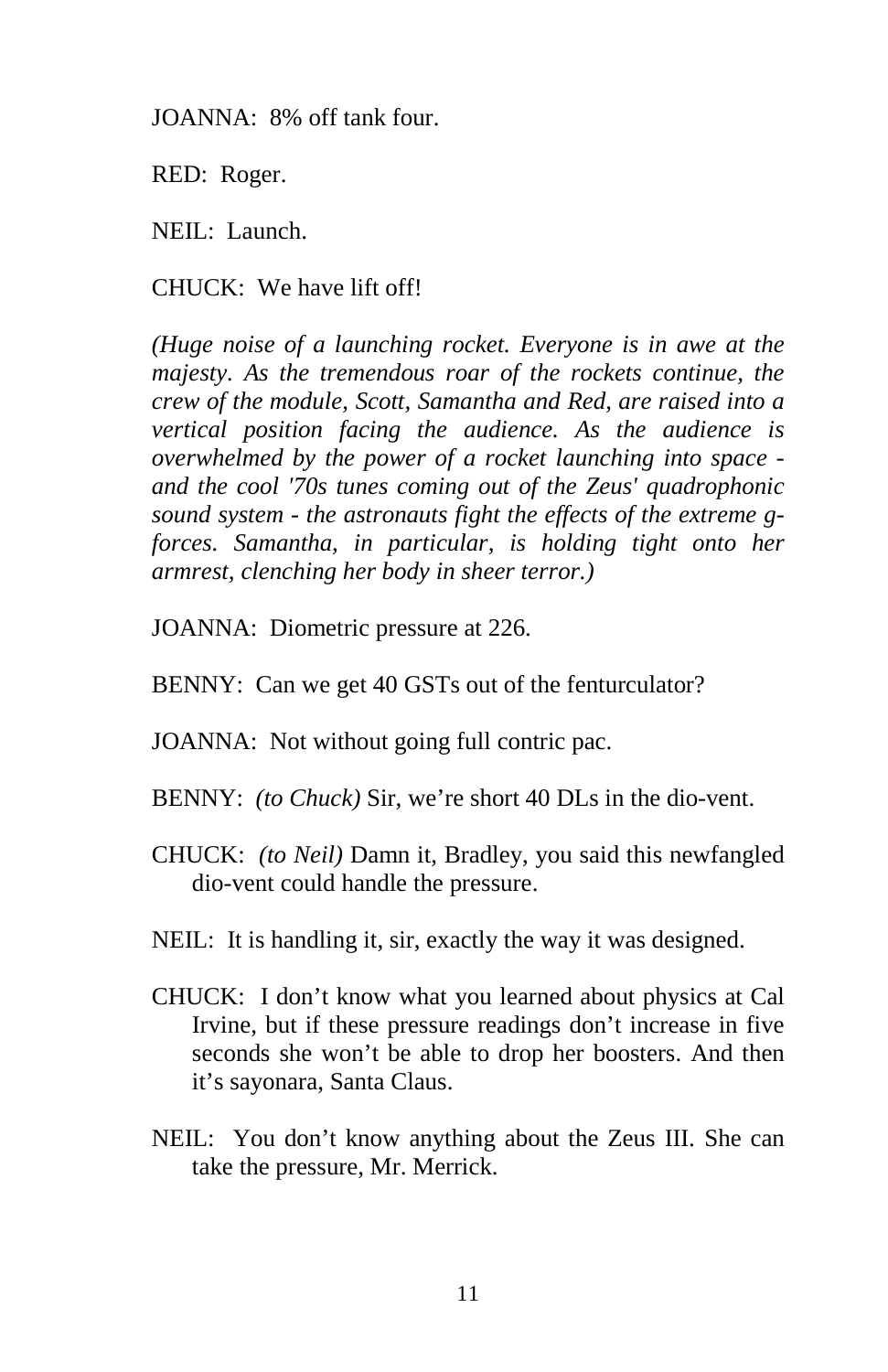JOANNA: 8% off tank four.

RED: Roger.

NEIL: Launch.

CHUCK: We have lift off!

*(Huge noise of a launching rocket. Everyone is in awe at the majesty. As the tremendous roar of the rockets continue, the crew of the module, Scott, Samantha and Red, are raised into a vertical position facing the audience. As the audience is overwhelmed by the power of a rocket launching into space - and the cool '70s tunes coming out of the Zeus' quadrophonic sound system - the astronauts fight the effects of the extreme g-forces. Samantha, in particular, is holding tight onto her armrest, clenching her body in sheer terror.)*

JOANNA: Diometric pressure at 226.

BENNY: Can we get 40 GSTs out of the fenturculator?

JOANNA: Not without going full contric pac.

BENNY: *(to Chuck)* Sir, we're short 40 DLs in the dio-vent.

CHUCK: *(to Neil)* Damn it, Bradley, you said this newfangled dio-vent could handle the pressure.

NEIL: It is handling it, sir, exactly the way it was designed.

CHUCK: I don't know what you learned about physics at Cal Irvine, but if these pressure readings don't increase in five seconds she won't be able to drop her boosters. And then it's sayonara, Santa Claus.

NEIL: You don't know anything about the Zeus III. She can take the pressure, Mr. Merrick.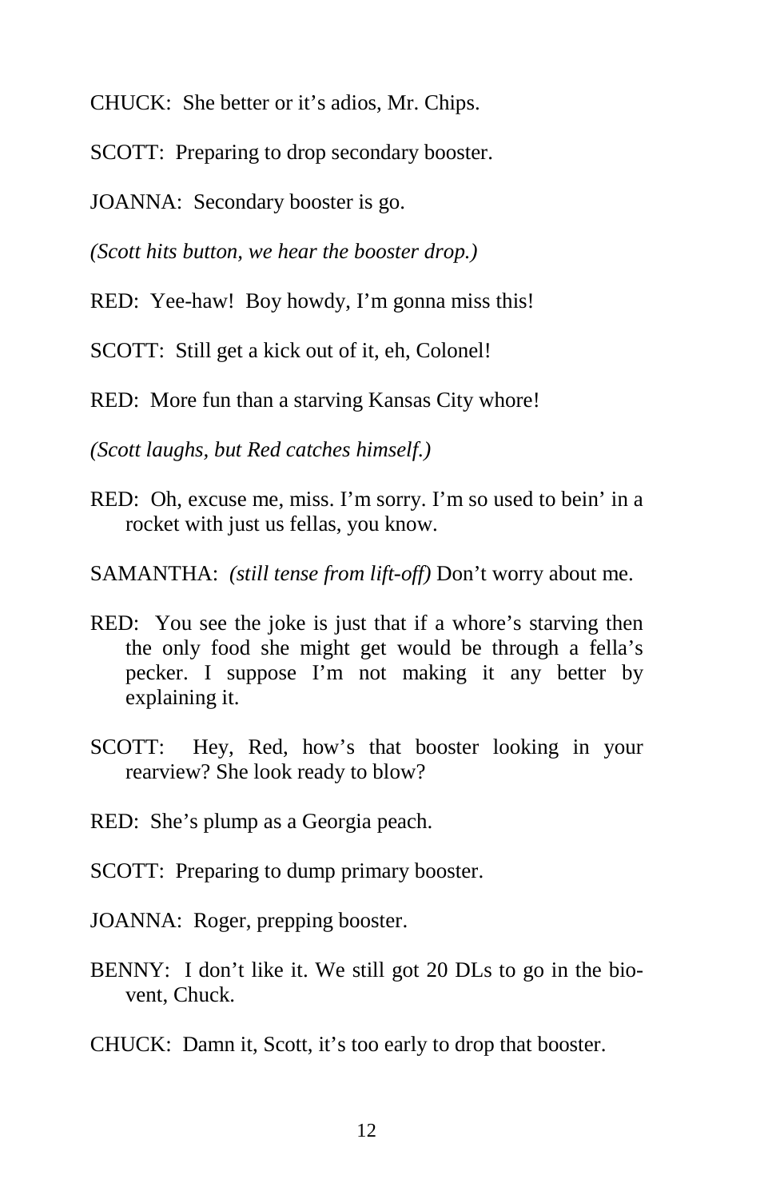CHUCK: She better or it's adios, Mr. Chips.

SCOTT: Preparing to drop secondary booster.

JOANNA: Secondary booster is go.

*(Scott hits button, we hear the booster drop.)*

RED: Yee-haw! Boy howdy, I'm gonna miss this!

SCOTT: Still get a kick out of it, eh, Colonel!

RED: More fun than a starving Kansas City whore!

*(Scott laughs, but Red catches himself.)*

RED: Oh, excuse me, miss. I'm sorry. I'm so used to bein' in a rocket with just us fellas, you know.

SAMANTHA: *(still tense from lift-off)* Don't worry about me.

RED: You see the joke is just that if a whore's starving then the only food she might get would be through a fella's pecker. I suppose I'm not making it any better by explaining it.

SCOTT: Hey, Red, how's that booster looking in your rearview? She look ready to blow?

RED: She's plump as a Georgia peach.

SCOTT: Preparing to dump primary booster.

JOANNA: Roger, prepping booster.

BENNY: I don't like it. We still got 20 DLs to go in the bio-vent, Chuck.

CHUCK: Damn it, Scott, it's too early to drop that booster.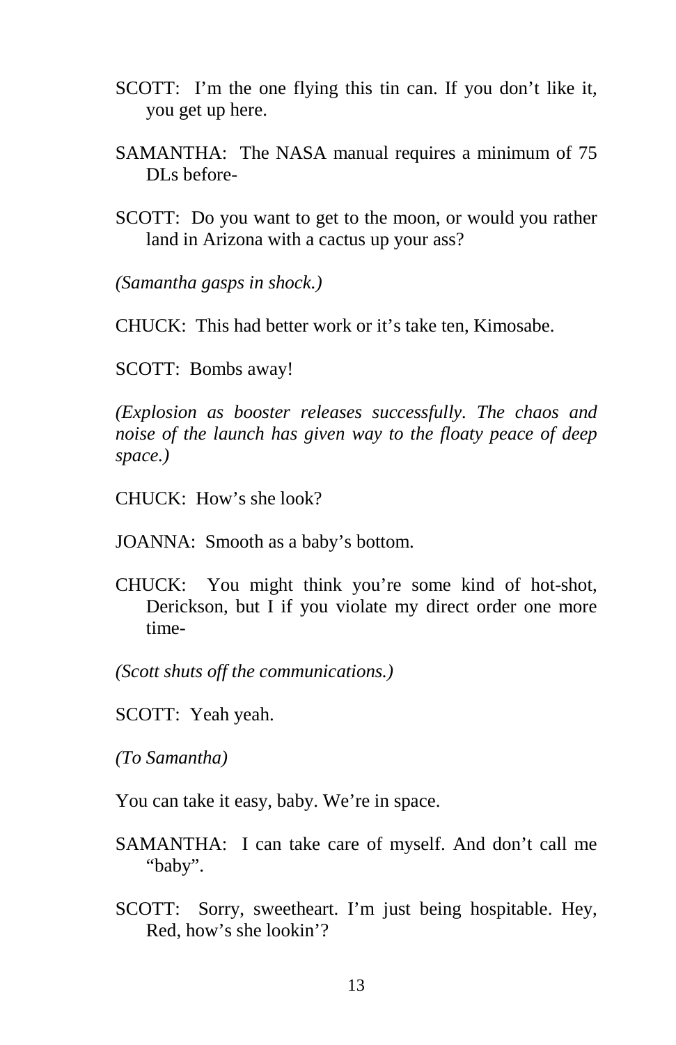SCOTT: I'm the one flying this tin can. If you don't like it, you get up here.

SAMANTHA: The NASA manual requires a minimum of 75 DLs before-

SCOTT: Do you want to get to the moon, or would you rather land in Arizona with a cactus up your ass?

*(Samantha gasps in shock.)*

CHUCK: This had better work or it's take ten, Kimosabe.

SCOTT: Bombs away!

*(Explosion as booster releases successfully. The chaos and noise of the launch has given way to the floaty peace of deep space.)*

CHUCK: How's she look?

JOANNA: Smooth as a baby's bottom.

CHUCK: You might think you're some kind of hot-shot, Derickson, but I if you violate my direct order one more time-

*(Scott shuts off the communications.)*

SCOTT: Yeah yeah.

*(To Samantha)*

You can take it easy, baby. We're in space.

SAMANTHA: I can take care of myself. And don't call me "baby".

SCOTT: Sorry, sweetheart. I'm just being hospitable. Hey, Red, how's she lookin'?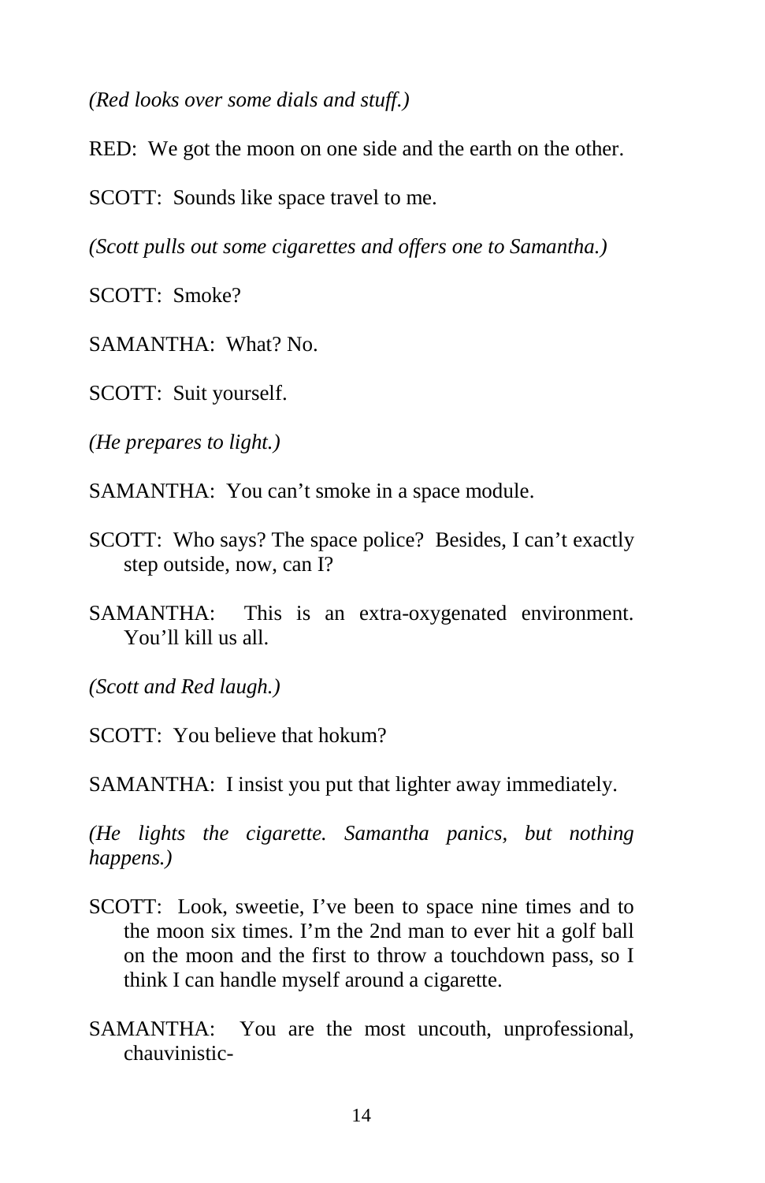*(Red looks over some dials and stuff.)*

RED: We got the moon on one side and the earth on the other.

SCOTT: Sounds like space travel to me.

*(Scott pulls out some cigarettes and offers one to Samantha.)*

SCOTT: Smoke?

SAMANTHA: What? No.

SCOTT: Suit yourself.

*(He prepares to light.)*

SAMANTHA: You can't smoke in a space module.

SCOTT: Who says? The space police? Besides, I can't exactly step outside, now, can I?

SAMANTHA: This is an extra-oxygenated environment. You'll kill us all.

*(Scott and Red laugh.)*

SCOTT: You believe that hokum?

SAMANTHA: I insist you put that lighter away immediately.

*(He lights the cigarette. Samantha panics, but nothing happens.)*

SCOTT: Look, sweetie, I've been to space nine times and to the moon six times. I'm the 2nd man to ever hit a golf ball on the moon and the first to throw a touchdown pass, so I think I can handle myself around a cigarette.

SAMANTHA: You are the most uncouth, unprofessional, chauvinistic-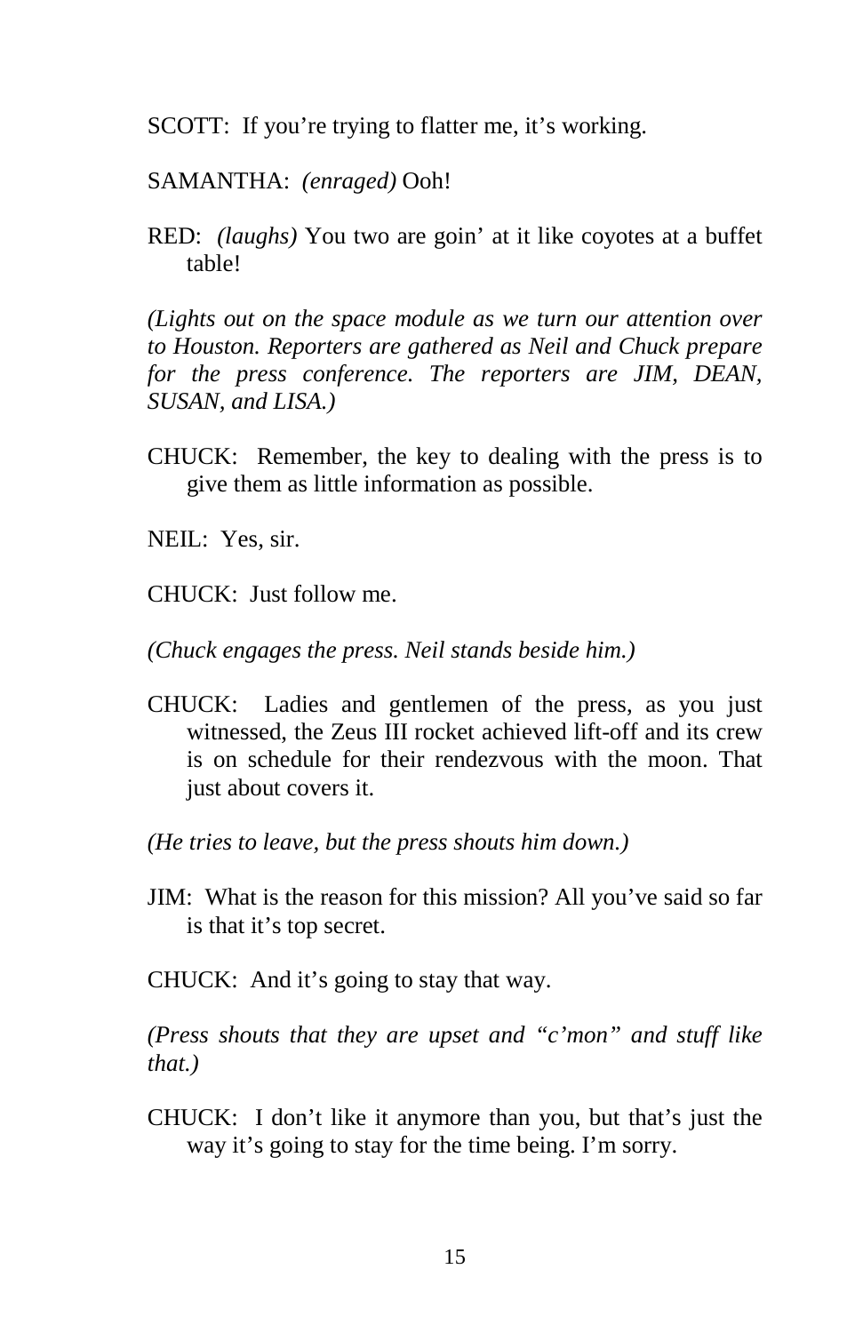SCOTT: If you're trying to flatter me, it's working.

SAMANTHA: *(enraged)* Ooh!

RED: *(laughs)* You two are goin' at it like coyotes at a buffet table!

*(Lights out on the space module as we turn our attention over to Houston. Reporters are gathered as Neil and Chuck prepare for the press conference. The reporters are JIM, DEAN, SUSAN, and LISA.)*

CHUCK: Remember, the key to dealing with the press is to give them as little information as possible.

NEIL: Yes, sir.

CHUCK: Just follow me.

*(Chuck engages the press. Neil stands beside him.)*

CHUCK: Ladies and gentlemen of the press, as you just witnessed, the Zeus III rocket achieved lift-off and its crew is on schedule for their rendezvous with the moon. That just about covers it.

*(He tries to leave, but the press shouts him down.)*

JIM: What is the reason for this mission? All you've said so far is that it's top secret.

CHUCK: And it's going to stay that way.

*(Press shouts that they are upset and "c'mon" and stuff like that.)*

CHUCK: I don't like it anymore than you, but that's just the way it's going to stay for the time being. I'm sorry.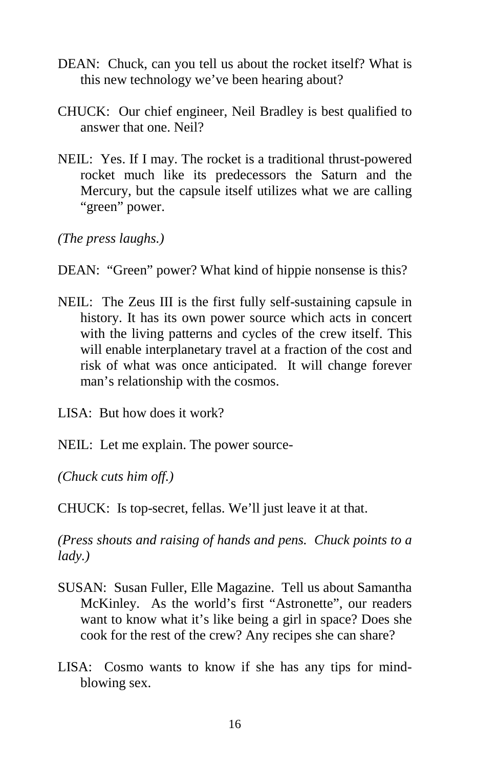DEAN: Chuck, can you tell us about the rocket itself? What is this new technology we've been hearing about?

CHUCK: Our chief engineer, Neil Bradley is best qualified to answer that one. Neil?

NEIL: Yes. If I may. The rocket is a traditional thrust-powered rocket much like its predecessors the Saturn and the Mercury, but the capsule itself utilizes what we are calling "green" power.

*(The press laughs.)*

DEAN: "Green" power? What kind of hippie nonsense is this?

NEIL: The Zeus III is the first fully self-sustaining capsule in history. It has its own power source which acts in concert with the living patterns and cycles of the crew itself. This will enable interplanetary travel at a fraction of the cost and risk of what was once anticipated. It will change forever man's relationship with the cosmos.

LISA: But how does it work?

NEIL: Let me explain. The power source-

*(Chuck cuts him off.)*

CHUCK: Is top-secret, fellas. We'll just leave it at that.

*(Press shouts and raising of hands and pens. Chuck points to a lady.)*

SUSAN: Susan Fuller, Elle Magazine. Tell us about Samantha McKinley. As the world's first "Astronette", our readers want to know what it's like being a girl in space? Does she cook for the rest of the crew? Any recipes she can share?

LISA: Cosmo wants to know if she has any tips for mind-blowing sex.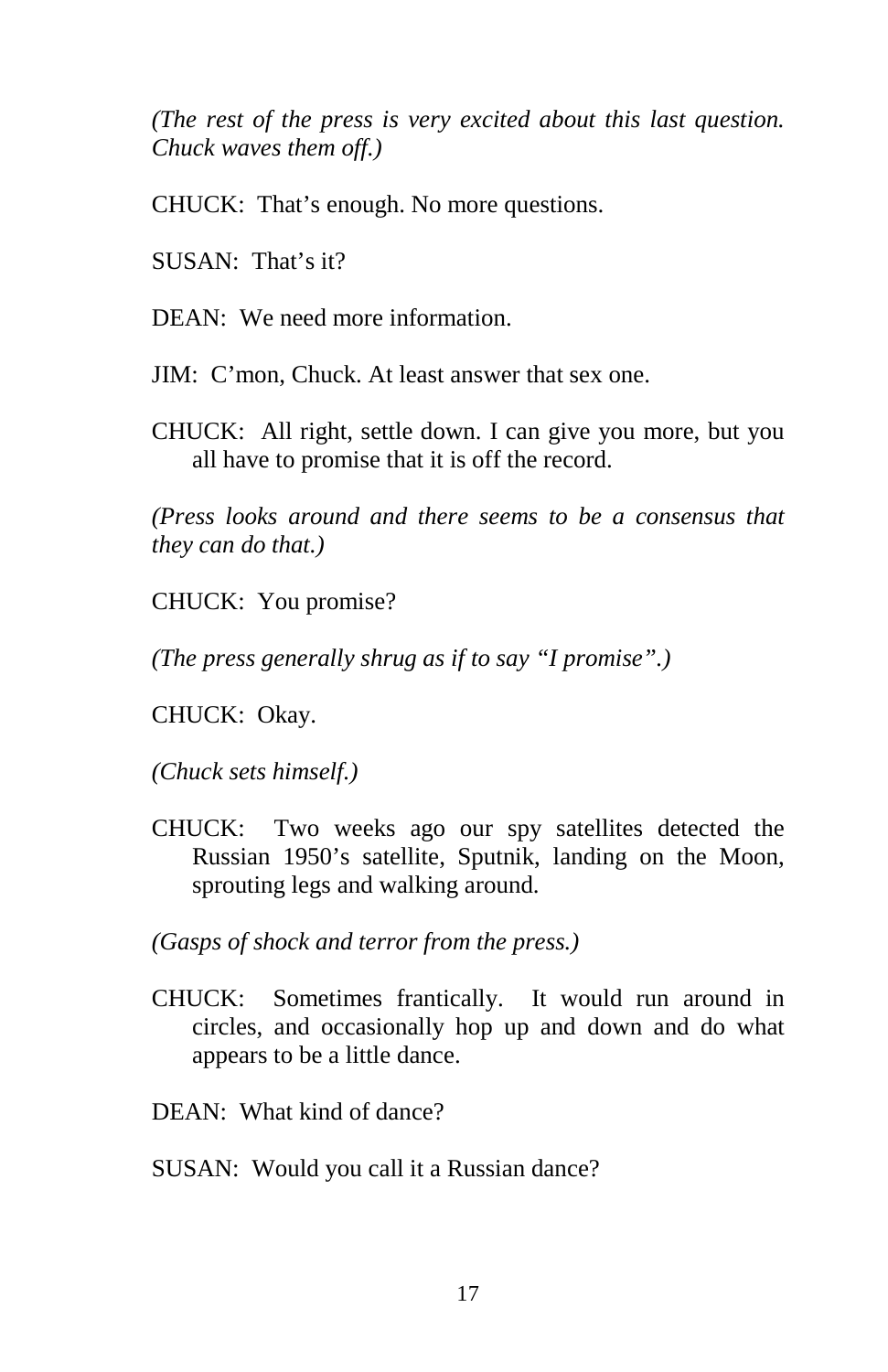*(The rest of the press is very excited about this last question. Chuck waves them off.)*

CHUCK: That's enough. No more questions.

SUSAN: That's it?

DEAN: We need more information.

JIM: C'mon, Chuck. At least answer that sex one.

CHUCK: All right, settle down. I can give you more, but you all have to promise that it is off the record.

*(Press looks around and there seems to be a consensus that they can do that.)*

CHUCK: You promise?

*(The press generally shrug as if to say "I promise".)*

CHUCK: Okay.

*(Chuck sets himself.)*

CHUCK: Two weeks ago our spy satellites detected the Russian 1950's satellite, Sputnik, landing on the Moon, sprouting legs and walking around.

*(Gasps of shock and terror from the press.)*

CHUCK: Sometimes frantically. It would run around in circles, and occasionally hop up and down and do what appears to be a little dance.

DEAN: What kind of dance?

SUSAN: Would you call it a Russian dance?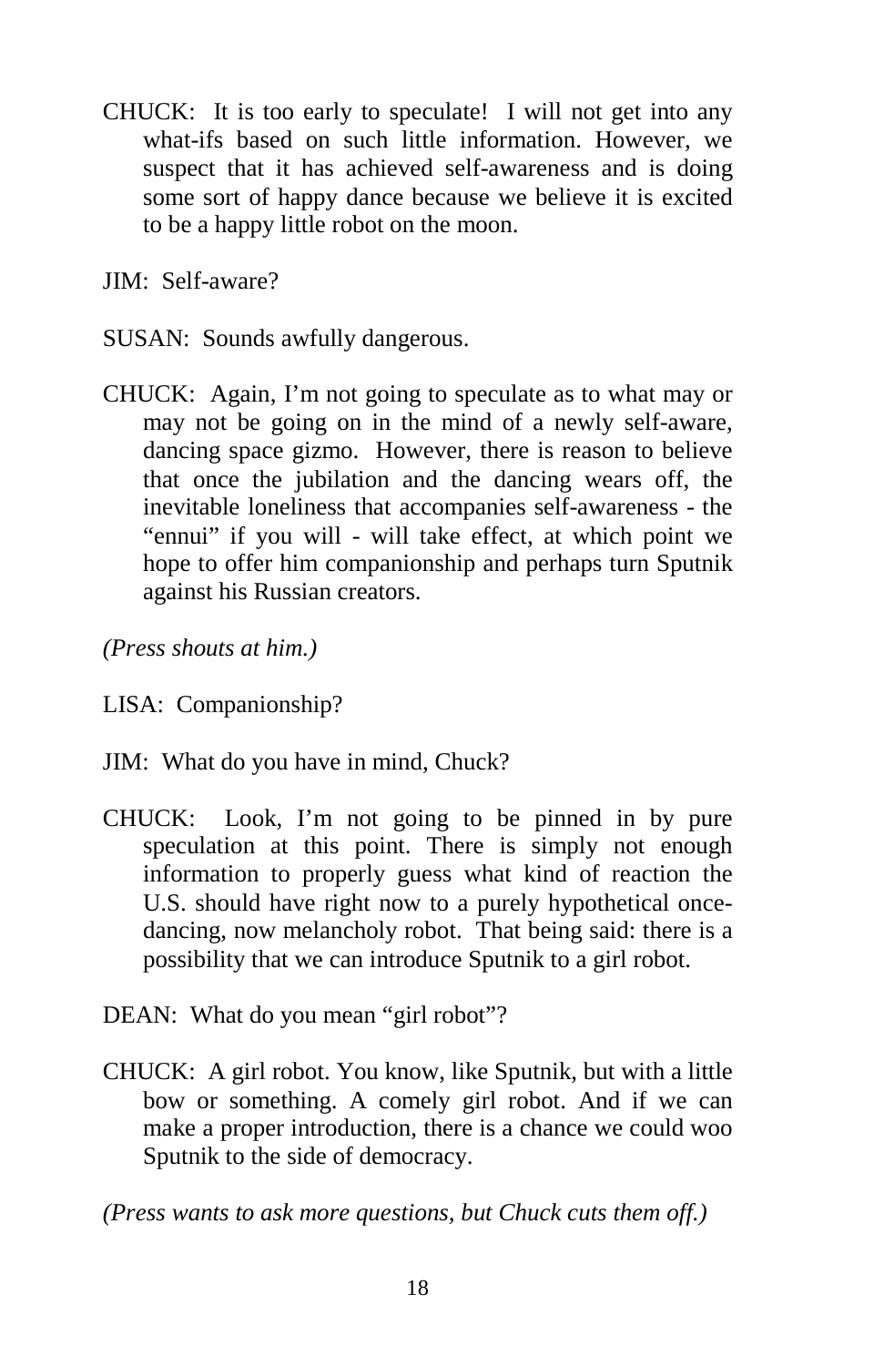CHUCK: It is too early to speculate! I will not get into any what-ifs based on such little information. However, we suspect that it has achieved self-awareness and is doing some sort of happy dance because we believe it is excited to be a happy little robot on the moon.

JIM: Self-aware?

SUSAN: Sounds awfully dangerous.

CHUCK: Again, I'm not going to speculate as to what may or may not be going on in the mind of a newly self-aware, dancing space gizmo. However, there is reason to believe that once the jubilation and the dancing wears off, the inevitable loneliness that accompanies self-awareness - the "ennui" if you will - will take effect, at which point we hope to offer him companionship and perhaps turn Sputnik against his Russian creators.

*(Press shouts at him.)*

LISA: Companionship?

JIM: What do you have in mind, Chuck?

CHUCK: Look, I'm not going to be pinned in by pure speculation at this point. There is simply not enough information to properly guess what kind of reaction the U.S. should have right now to a purely hypothetical once-dancing, now melancholy robot. That being said: there is a possibility that we can introduce Sputnik to a girl robot.

DEAN: What do you mean "girl robot"?

CHUCK: A girl robot. You know, like Sputnik, but with a little bow or something. A comely girl robot. And if we can make a proper introduction, there is a chance we could woo Sputnik to the side of democracy.

*(Press wants to ask more questions, but Chuck cuts them off.)*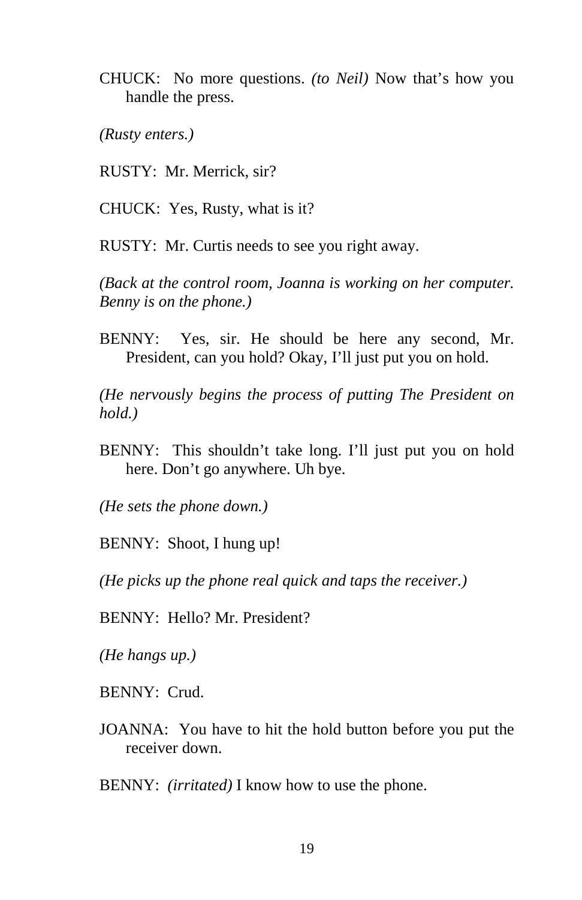CHUCK:  No more questions. *(to Neil)* Now that's how you handle the press.

*(Rusty enters.)*

RUSTY:  Mr. Merrick, sir?

CHUCK:  Yes, Rusty, what is it?

RUSTY:  Mr. Curtis needs to see you right away.

*(Back at the control room, Joanna is working on her computer. Benny is on the phone.)*

BENNY:  Yes, sir. He should be here any second, Mr. President, can you hold? Okay, I'll just put you on hold.

*(He nervously begins the process of putting The President on hold.)*

BENNY:  This shouldn't take long. I'll just put you on hold here. Don't go anywhere. Uh bye.

*(He sets the phone down.)*

BENNY:  Shoot, I hung up!

*(He picks up the phone real quick and taps the receiver.)*

BENNY:  Hello? Mr. President?

*(He hangs up.)*

BENNY:  Crud.

JOANNA:  You have to hit the hold button before you put the receiver down.

BENNY:  *(irritated)* I know how to use the phone.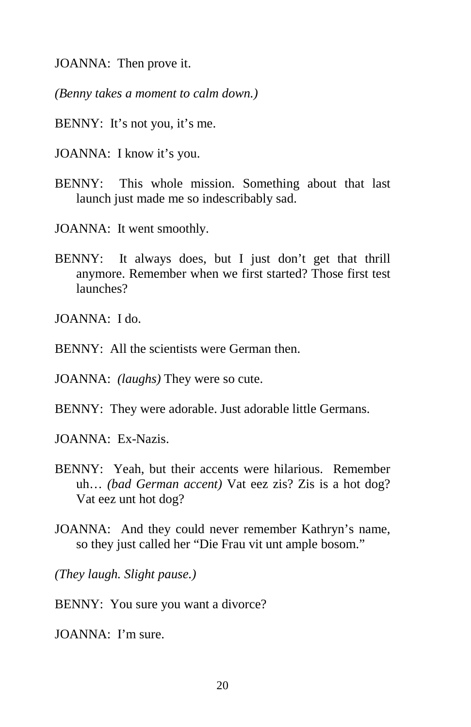JOANNA: Then prove it.

*(Benny takes a moment to calm down.)*

BENNY: It's not you, it's me.

JOANNA: I know it's you.

BENNY: This whole mission. Something about that last launch just made me so indescribably sad.

JOANNA: It went smoothly.

BENNY: It always does, but I just don't get that thrill anymore. Remember when we first started? Those first test launches?

JOANNA: I do.

BENNY: All the scientists were German then.

JOANNA: *(laughs)* They were so cute.

BENNY: They were adorable. Just adorable little Germans.

JOANNA: Ex-Nazis.

BENNY: Yeah, but their accents were hilarious. Remember uh… *(bad German accent)* Vat eez zis? Zis is a hot dog? Vat eez unt hot dog?

JOANNA: And they could never remember Kathryn's name, so they just called her "Die Frau vit unt ample bosom."

*(They laugh. Slight pause.)*

BENNY: You sure you want a divorce?

JOANNA: I'm sure.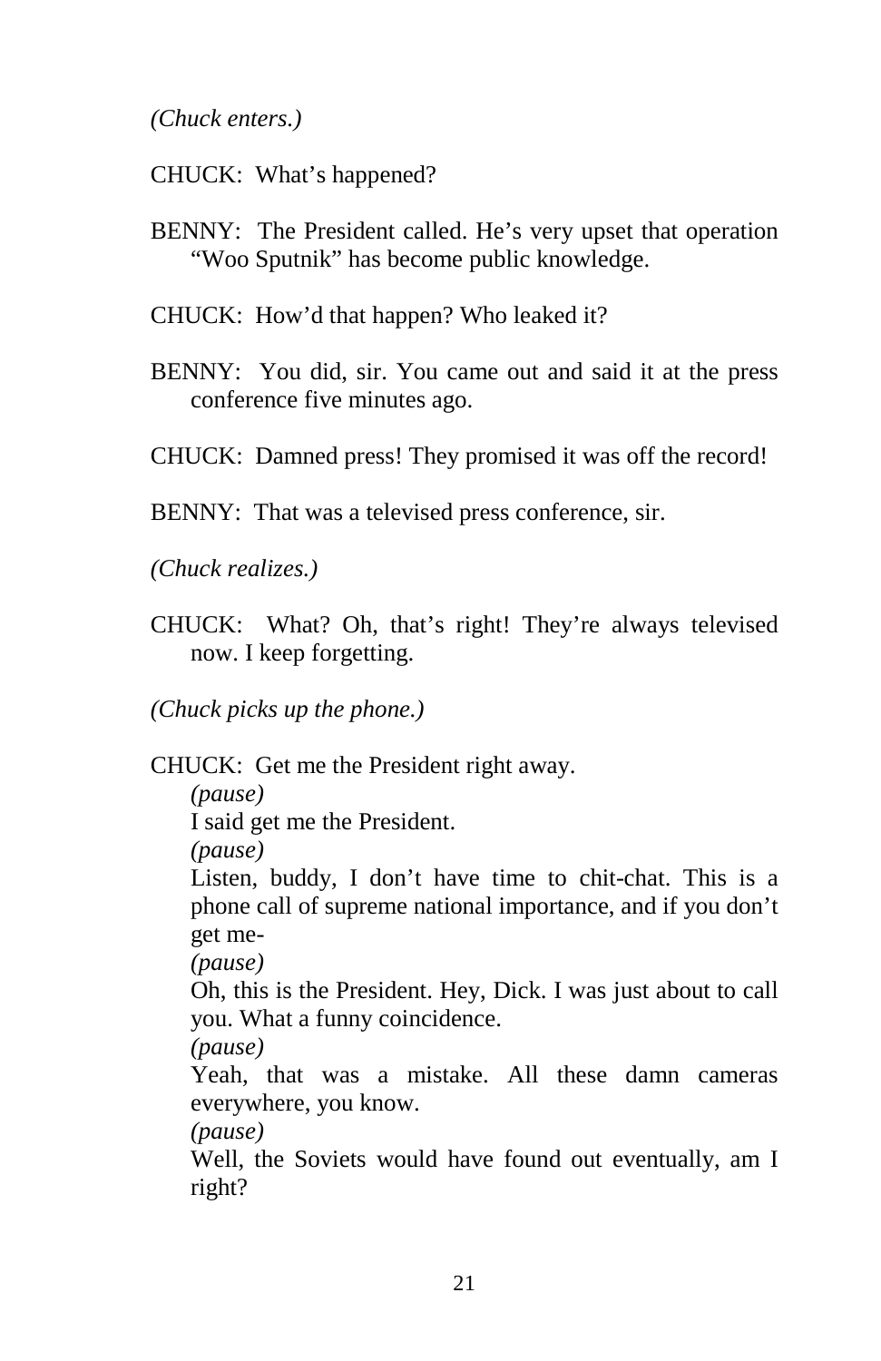*(Chuck enters.)*

CHUCK: What's happened?

BENNY: The President called. He's very upset that operation "Woo Sputnik" has become public knowledge.

CHUCK: How'd that happen? Who leaked it?

BENNY: You did, sir. You came out and said it at the press conference five minutes ago.

CHUCK: Damned press! They promised it was off the record!

BENNY: That was a televised press conference, sir.

*(Chuck realizes.)*

CHUCK: What? Oh, that's right! They're always televised now. I keep forgetting.

*(Chuck picks up the phone.)*

CHUCK: Get me the President right away.
*(pause)*
I said get me the President.
*(pause)*
Listen, buddy, I don't have time to chit-chat. This is a phone call of supreme national importance, and if you don't get me-
*(pause)*
Oh, this is the President. Hey, Dick. I was just about to call you. What a funny coincidence.
*(pause)*
Yeah, that was a mistake. All these damn cameras everywhere, you know.
*(pause)*
Well, the Soviets would have found out eventually, am I right?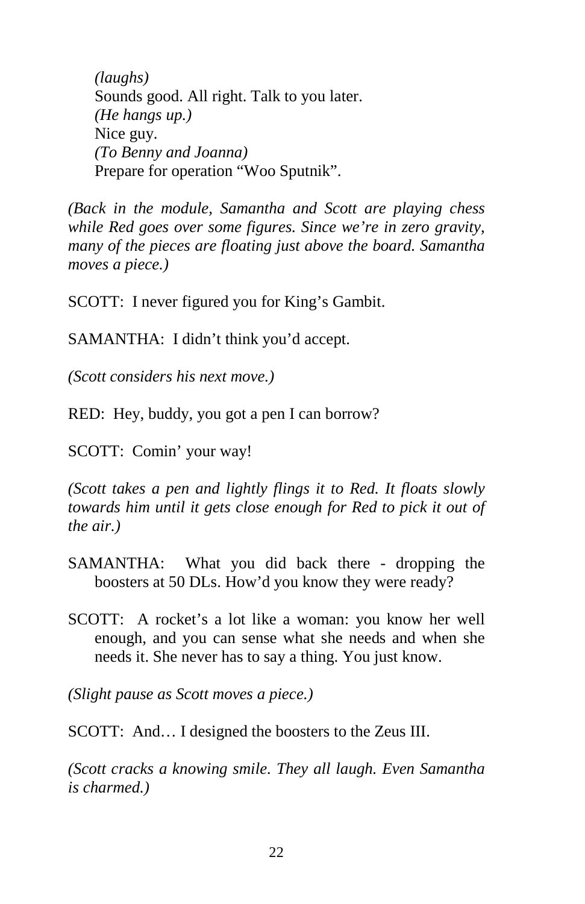*(laughs)*
Sounds good. All right. Talk to you later.
*(He hangs up.)*
Nice guy.
*(To Benny and Joanna)*
Prepare for operation "Woo Sputnik".

*(Back in the module, Samantha and Scott are playing chess while Red goes over some figures. Since we're in zero gravity, many of the pieces are floating just above the board. Samantha moves a piece.)*

SCOTT: I never figured you for King's Gambit.

SAMANTHA: I didn't think you'd accept.

*(Scott considers his next move.)*

RED: Hey, buddy, you got a pen I can borrow?

SCOTT: Comin' your way!

*(Scott takes a pen and lightly flings it to Red. It floats slowly towards him until it gets close enough for Red to pick it out of the air.)*

SAMANTHA: What you did back there - dropping the boosters at 50 DLs. How'd you know they were ready?

SCOTT: A rocket's a lot like a woman: you know her well enough, and you can sense what she needs and when she needs it. She never has to say a thing. You just know.

*(Slight pause as Scott moves a piece.)*

SCOTT: And… I designed the boosters to the Zeus III.

*(Scott cracks a knowing smile. They all laugh. Even Samantha is charmed.)*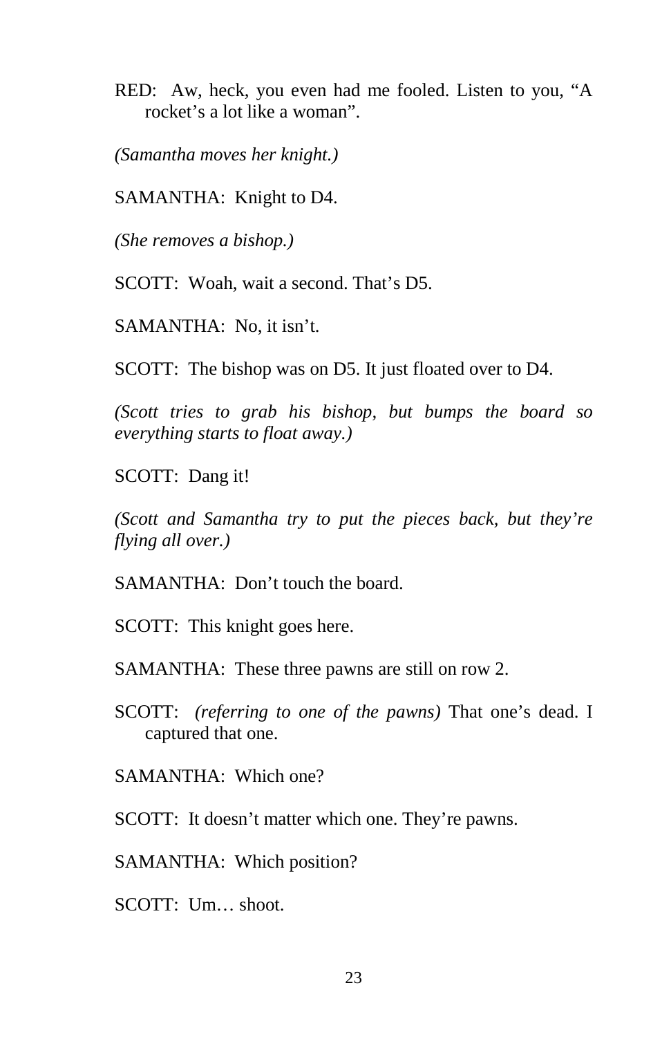RED: Aw, heck, you even had me fooled. Listen to you, “A rocket’s a lot like a woman”.

*(Samantha moves her knight.)*

SAMANTHA: Knight to D4.

*(She removes a bishop.)*

SCOTT: Woah, wait a second. That’s D5.

SAMANTHA: No, it isn’t.

SCOTT: The bishop was on D5. It just floated over to D4.

*(Scott tries to grab his bishop, but bumps the board so everything starts to float away.)*

SCOTT: Dang it!

*(Scott and Samantha try to put the pieces back, but they’re flying all over.)*

SAMANTHA: Don’t touch the board.

SCOTT: This knight goes here.

SAMANTHA: These three pawns are still on row 2.

SCOTT: *(referring to one of the pawns)* That one’s dead. I captured that one.

SAMANTHA: Which one?

SCOTT: It doesn’t matter which one. They’re pawns.

SAMANTHA: Which position?

SCOTT: Um… shoot.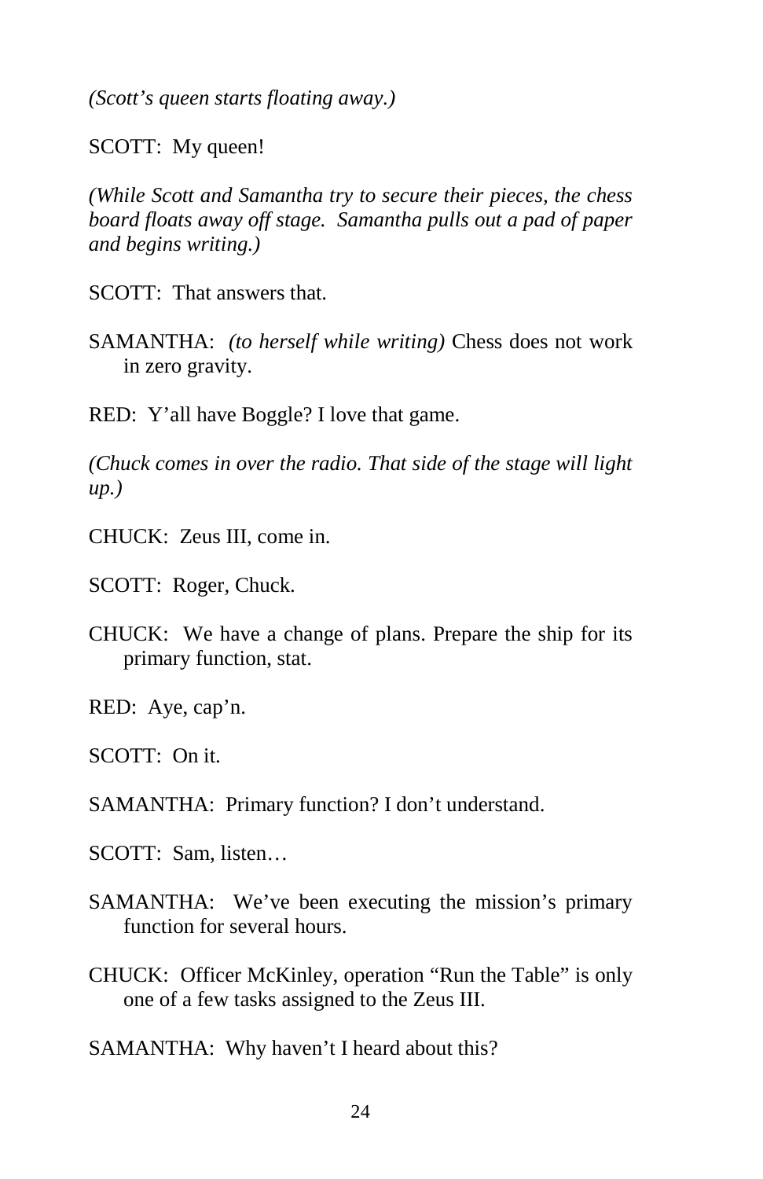*(Scott's queen starts floating away.)*

SCOTT: My queen!

*(While Scott and Samantha try to secure their pieces, the chess board floats away off stage. Samantha pulls out a pad of paper and begins writing.)*

SCOTT: That answers that.

SAMANTHA: *(to herself while writing)* Chess does not work in zero gravity.

RED: Y'all have Boggle? I love that game.

*(Chuck comes in over the radio. That side of the stage will light up.)*

CHUCK: Zeus III, come in.

SCOTT: Roger, Chuck.

CHUCK: We have a change of plans. Prepare the ship for its primary function, stat.

RED: Aye, cap'n.

SCOTT: On it.

SAMANTHA: Primary function? I don't understand.

SCOTT: Sam, listen…

SAMANTHA: We've been executing the mission's primary function for several hours.

CHUCK: Officer McKinley, operation "Run the Table" is only one of a few tasks assigned to the Zeus III.

SAMANTHA: Why haven't I heard about this?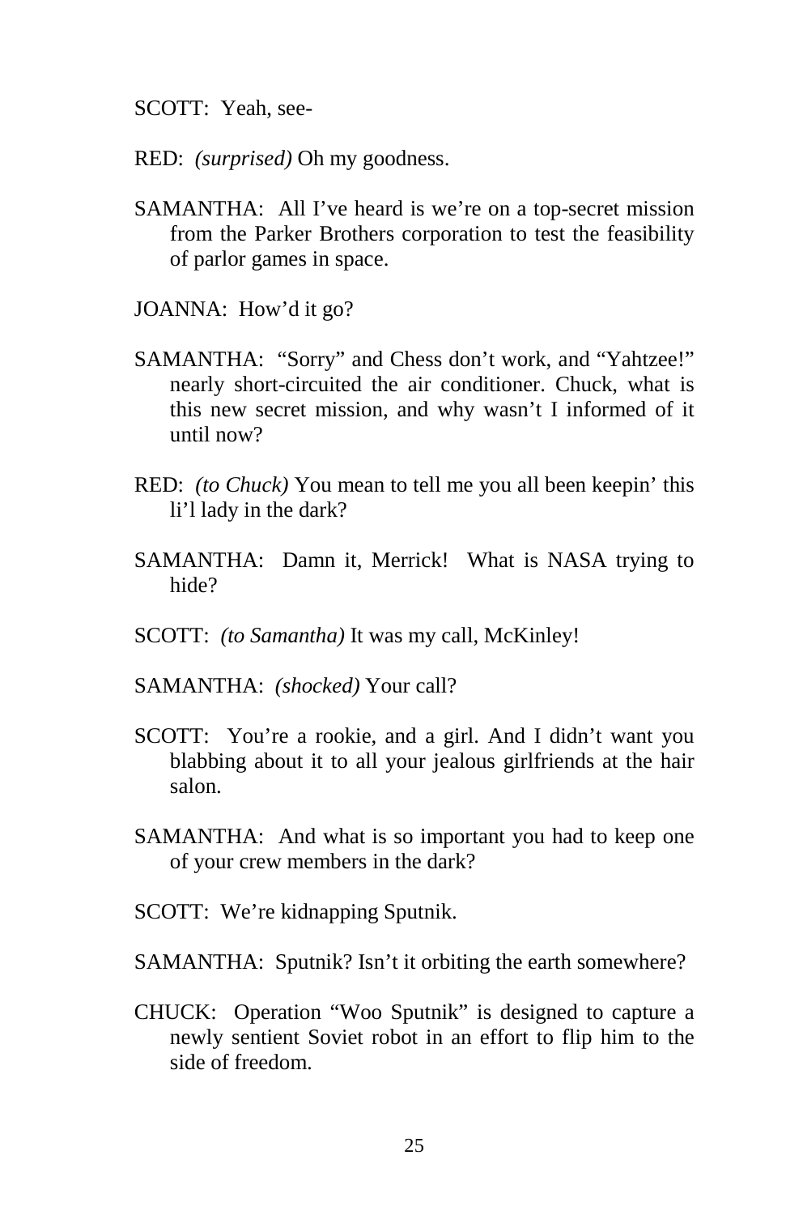SCOTT: Yeah, see-

RED: *(surprised)* Oh my goodness.

SAMANTHA: All I've heard is we're on a top-secret mission from the Parker Brothers corporation to test the feasibility of parlor games in space.

JOANNA: How'd it go?

SAMANTHA: "Sorry" and Chess don't work, and "Yahtzee!" nearly short-circuited the air conditioner. Chuck, what is this new secret mission, and why wasn't I informed of it until now?

RED: *(to Chuck)* You mean to tell me you all been keepin' this li'l lady in the dark?

SAMANTHA: Damn it, Merrick! What is NASA trying to hide?

SCOTT: *(to Samantha)* It was my call, McKinley!

SAMANTHA: *(shocked)* Your call?

SCOTT: You're a rookie, and a girl. And I didn't want you blabbing about it to all your jealous girlfriends at the hair salon.

SAMANTHA: And what is so important you had to keep one of your crew members in the dark?

SCOTT: We're kidnapping Sputnik.

SAMANTHA: Sputnik? Isn't it orbiting the earth somewhere?

CHUCK: Operation "Woo Sputnik" is designed to capture a newly sentient Soviet robot in an effort to flip him to the side of freedom.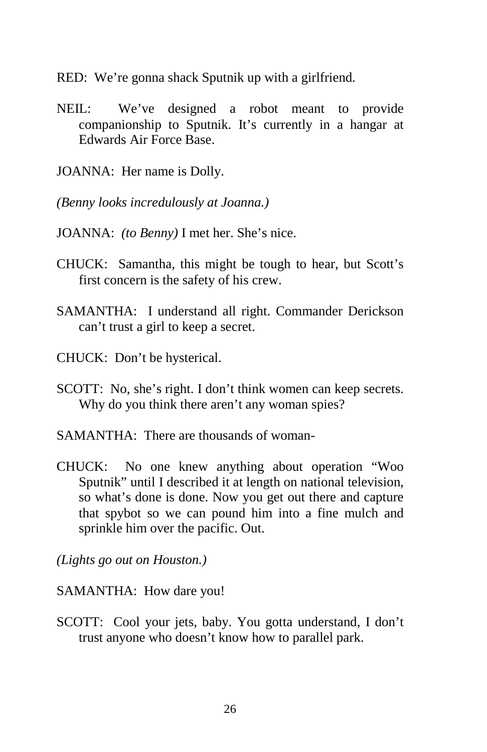RED: We're gonna shack Sputnik up with a girlfriend.

NEIL: We've designed a robot meant to provide companionship to Sputnik. It's currently in a hangar at Edwards Air Force Base.

JOANNA: Her name is Dolly.

*(Benny looks incredulously at Joanna.)*

JOANNA: *(to Benny)* I met her. She's nice.

CHUCK: Samantha, this might be tough to hear, but Scott's first concern is the safety of his crew.

SAMANTHA: I understand all right. Commander Derickson can't trust a girl to keep a secret.

CHUCK: Don't be hysterical.

SCOTT: No, she's right. I don't think women can keep secrets. Why do you think there aren't any woman spies?

SAMANTHA: There are thousands of woman-

CHUCK: No one knew anything about operation "Woo Sputnik" until I described it at length on national television, so what's done is done. Now you get out there and capture that spybot so we can pound him into a fine mulch and sprinkle him over the pacific. Out.

*(Lights go out on Houston.)*

SAMANTHA: How dare you!

SCOTT: Cool your jets, baby. You gotta understand, I don't trust anyone who doesn't know how to parallel park.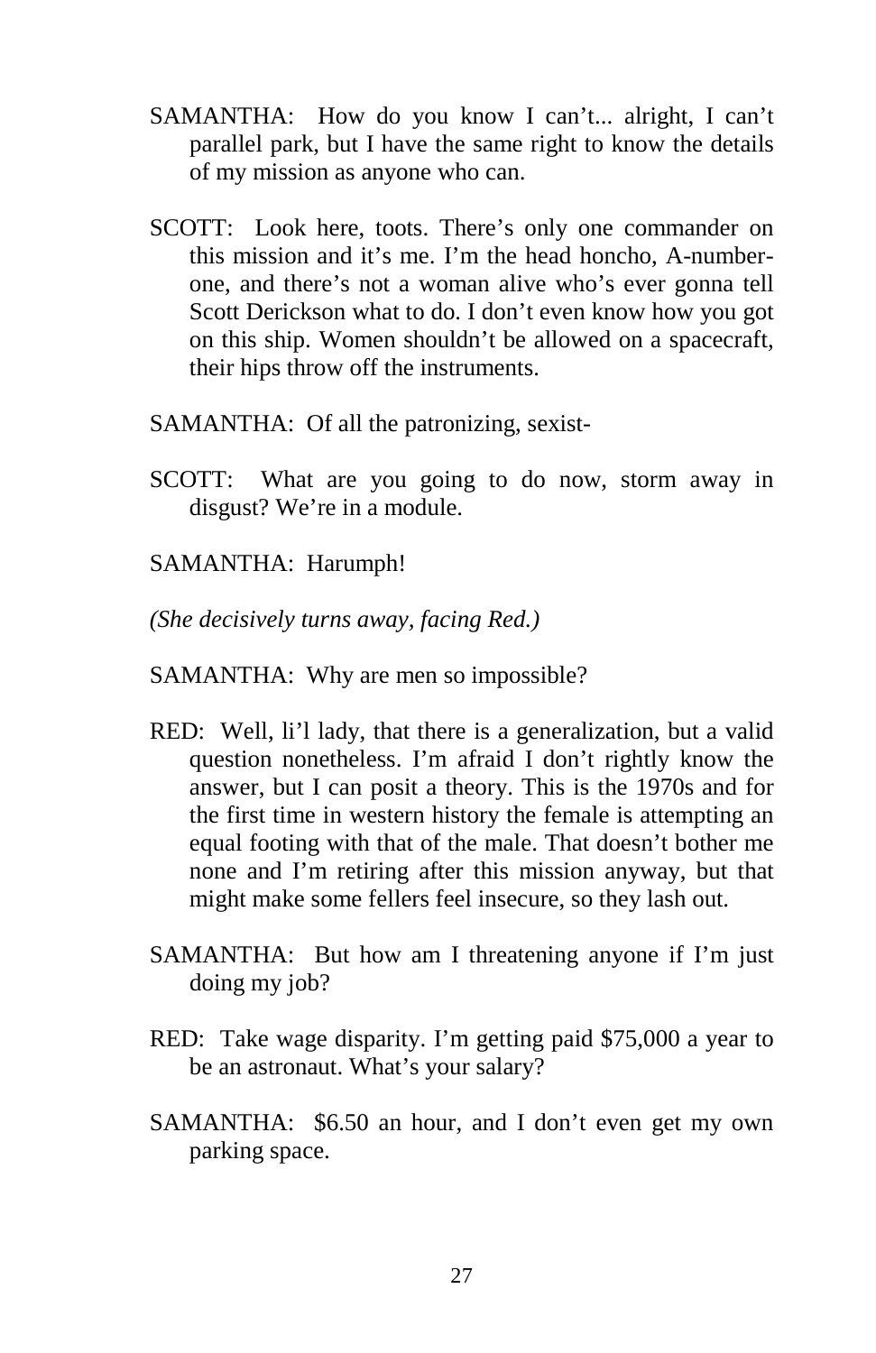SAMANTHA: How do you know I can't... alright, I can't parallel park, but I have the same right to know the details of my mission as anyone who can.

SCOTT: Look here, toots. There's only one commander on this mission and it's me. I'm the head honcho, A-number-one, and there's not a woman alive who's ever gonna tell Scott Derickson what to do. I don't even know how you got on this ship. Women shouldn't be allowed on a spacecraft, their hips throw off the instruments.

SAMANTHA: Of all the patronizing, sexist-

SCOTT: What are you going to do now, storm away in disgust? We're in a module.

SAMANTHA: Harumph!

*(She decisively turns away, facing Red.)*

SAMANTHA: Why are men so impossible?

RED: Well, li'l lady, that there is a generalization, but a valid question nonetheless. I'm afraid I don't rightly know the answer, but I can posit a theory. This is the 1970s and for the first time in western history the female is attempting an equal footing with that of the male. That doesn't bother me none and I'm retiring after this mission anyway, but that might make some fellers feel insecure, so they lash out.

SAMANTHA: But how am I threatening anyone if I'm just doing my job?

RED: Take wage disparity. I'm getting paid $75,000 a year to be an astronaut. What's your salary?

SAMANTHA: $6.50 an hour, and I don't even get my own parking space.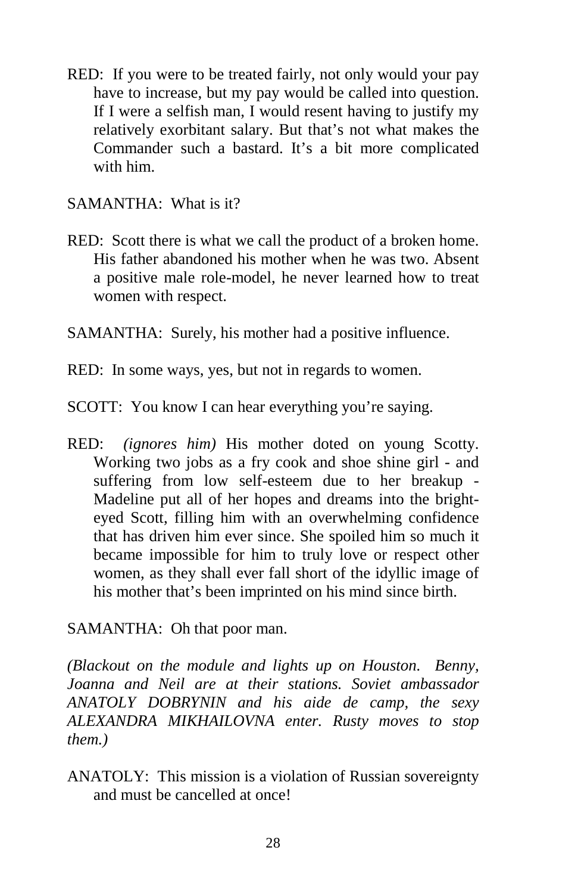RED: If you were to be treated fairly, not only would your pay have to increase, but my pay would be called into question. If I were a selfish man, I would resent having to justify my relatively exorbitant salary. But that's not what makes the Commander such a bastard. It's a bit more complicated with him.

SAMANTHA: What is it?

RED: Scott there is what we call the product of a broken home. His father abandoned his mother when he was two. Absent a positive male role-model, he never learned how to treat women with respect.

SAMANTHA: Surely, his mother had a positive influence.

RED: In some ways, yes, but not in regards to women.

SCOTT: You know I can hear everything you're saying.

RED: *(ignores him)* His mother doted on young Scotty. Working two jobs as a fry cook and shoe shine girl - and suffering from low self-esteem due to her breakup - Madeline put all of her hopes and dreams into the bright-eyed Scott, filling him with an overwhelming confidence that has driven him ever since. She spoiled him so much it became impossible for him to truly love or respect other women, as they shall ever fall short of the idyllic image of his mother that's been imprinted on his mind since birth.

SAMANTHA: Oh that poor man.

*(Blackout on the module and lights up on Houston. Benny, Joanna and Neil are at their stations. Soviet ambassador ANATOLY DOBRYNIN and his aide de camp, the sexy ALEXANDRA MIKHAILOVNA enter. Rusty moves to stop them.)*

ANATOLY: This mission is a violation of Russian sovereignty and must be cancelled at once!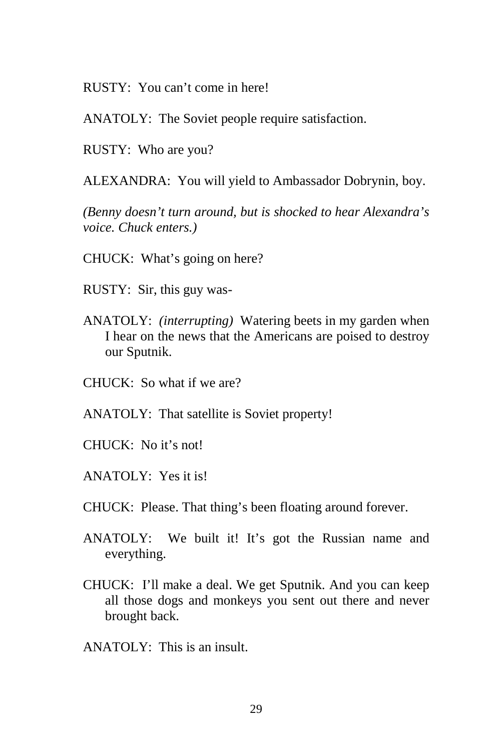RUSTY: You can't come in here!

ANATOLY: The Soviet people require satisfaction.

RUSTY: Who are you?

ALEXANDRA: You will yield to Ambassador Dobrynin, boy.

*(Benny doesn't turn around, but is shocked to hear Alexandra's voice. Chuck enters.)*

CHUCK: What's going on here?

RUSTY: Sir, this guy was-

ANATOLY: *(interrupting)* Watering beets in my garden when I hear on the news that the Americans are poised to destroy our Sputnik.

CHUCK: So what if we are?

ANATOLY: That satellite is Soviet property!

CHUCK: No it's not!

ANATOLY: Yes it is!

CHUCK: Please. That thing's been floating around forever.

ANATOLY: We built it! It's got the Russian name and everything.

CHUCK: I'll make a deal. We get Sputnik. And you can keep all those dogs and monkeys you sent out there and never brought back.

ANATOLY: This is an insult.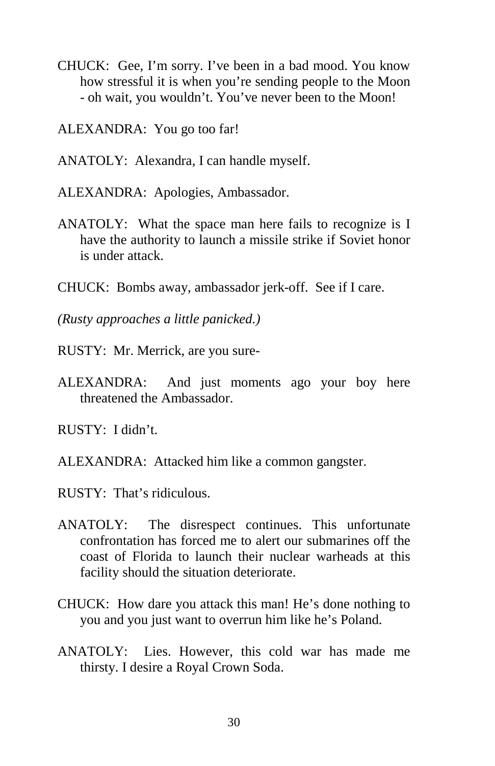CHUCK: Gee, I'm sorry. I've been in a bad mood. You know how stressful it is when you're sending people to the Moon - oh wait, you wouldn't. You've never been to the Moon!

ALEXANDRA: You go too far!

ANATOLY: Alexandra, I can handle myself.

ALEXANDRA: Apologies, Ambassador.

ANATOLY: What the space man here fails to recognize is I have the authority to launch a missile strike if Soviet honor is under attack.

CHUCK: Bombs away, ambassador jerk-off. See if I care.

*(Rusty approaches a little panicked.)*

RUSTY: Mr. Merrick, are you sure-

ALEXANDRA: And just moments ago your boy here threatened the Ambassador.

RUSTY: I didn't.

ALEXANDRA: Attacked him like a common gangster.

RUSTY: That's ridiculous.

ANATOLY: The disrespect continues. This unfortunate confrontation has forced me to alert our submarines off the coast of Florida to launch their nuclear warheads at this facility should the situation deteriorate.

CHUCK: How dare you attack this man! He's done nothing to you and you just want to overrun him like he's Poland.

ANATOLY: Lies. However, this cold war has made me thirsty. I desire a Royal Crown Soda.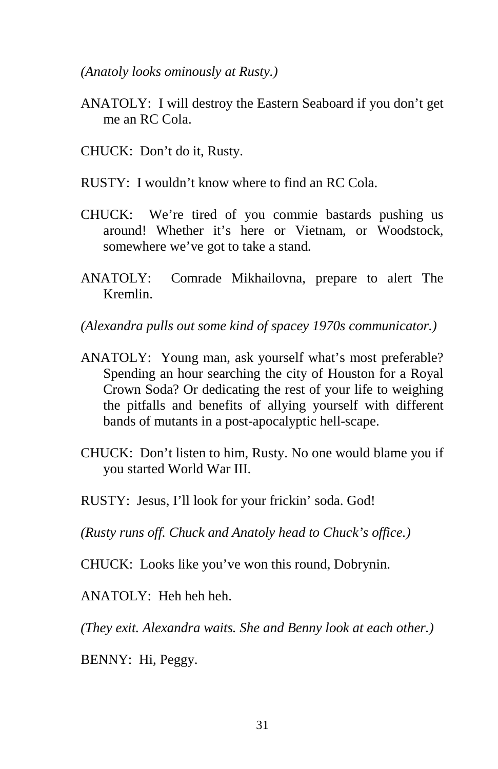*(Anatoly looks ominously at Rusty.)*

ANATOLY: I will destroy the Eastern Seaboard if you don't get me an RC Cola.

CHUCK: Don't do it, Rusty.

RUSTY: I wouldn't know where to find an RC Cola.

CHUCK: We're tired of you commie bastards pushing us around! Whether it's here or Vietnam, or Woodstock, somewhere we've got to take a stand.

ANATOLY: Comrade Mikhailovna, prepare to alert The Kremlin.

*(Alexandra pulls out some kind of spacey 1970s communicator.)*

ANATOLY: Young man, ask yourself what's most preferable? Spending an hour searching the city of Houston for a Royal Crown Soda? Or dedicating the rest of your life to weighing the pitfalls and benefits of allying yourself with different bands of mutants in a post-apocalyptic hell-scape.

CHUCK: Don't listen to him, Rusty. No one would blame you if you started World War III.

RUSTY: Jesus, I'll look for your frickin' soda. God!

*(Rusty runs off. Chuck and Anatoly head to Chuck's office.)*

CHUCK: Looks like you've won this round, Dobrynin.

ANATOLY: Heh heh heh.

*(They exit. Alexandra waits. She and Benny look at each other.)*

BENNY: Hi, Peggy.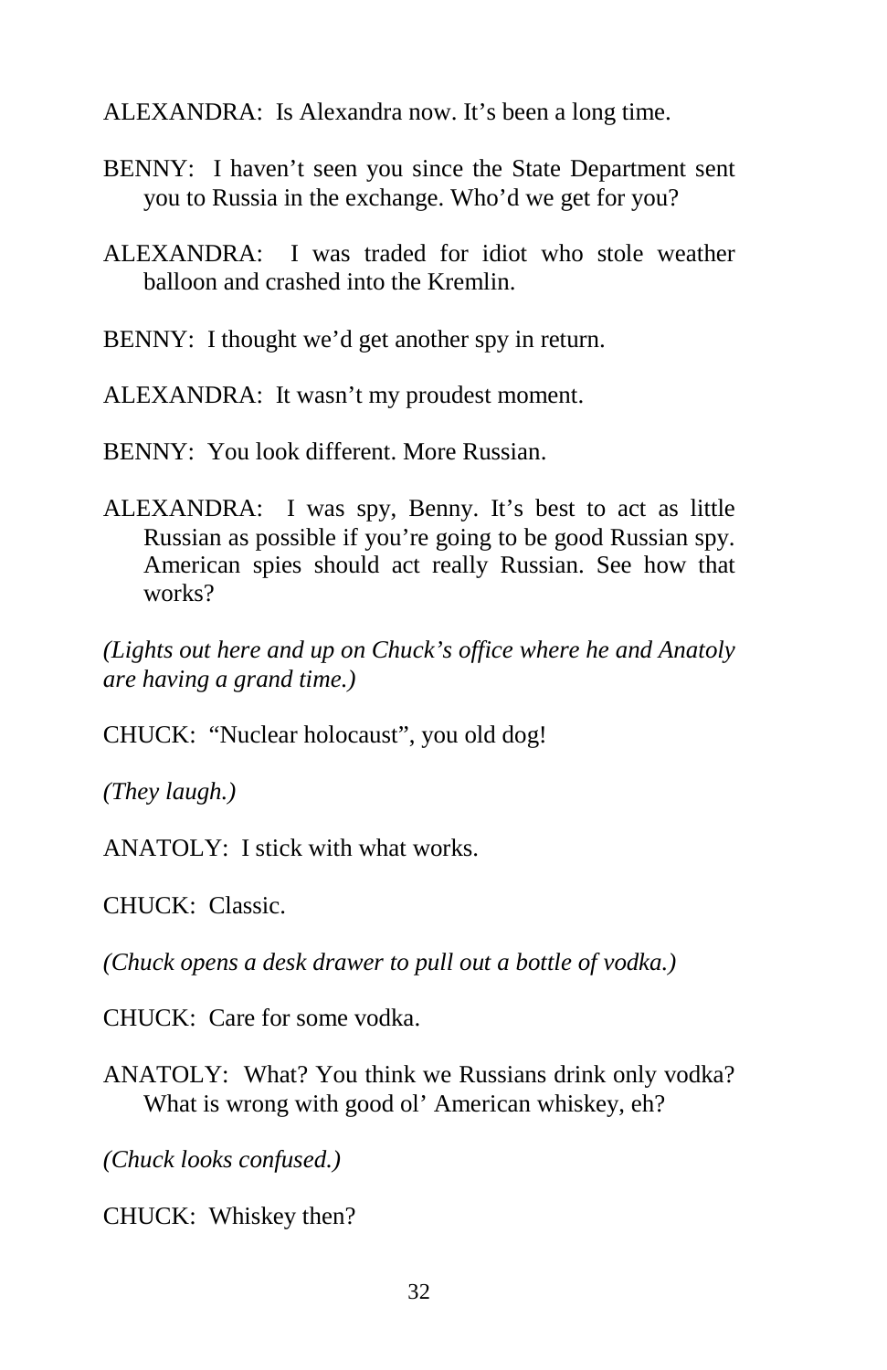ALEXANDRA: Is Alexandra now. It's been a long time.

BENNY: I haven't seen you since the State Department sent you to Russia in the exchange. Who'd we get for you?

ALEXANDRA: I was traded for idiot who stole weather balloon and crashed into the Kremlin.

BENNY: I thought we'd get another spy in return.

ALEXANDRA: It wasn't my proudest moment.

BENNY: You look different. More Russian.

ALEXANDRA: I was spy, Benny. It's best to act as little Russian as possible if you're going to be good Russian spy. American spies should act really Russian. See how that works?

*(Lights out here and up on Chuck's office where he and Anatoly are having a grand time.)*

CHUCK: "Nuclear holocaust", you old dog!

*(They laugh.)*

ANATOLY: I stick with what works.

CHUCK: Classic.

*(Chuck opens a desk drawer to pull out a bottle of vodka.)*

CHUCK: Care for some vodka.

ANATOLY: What? You think we Russians drink only vodka? What is wrong with good ol' American whiskey, eh?

*(Chuck looks confused.)*

CHUCK: Whiskey then?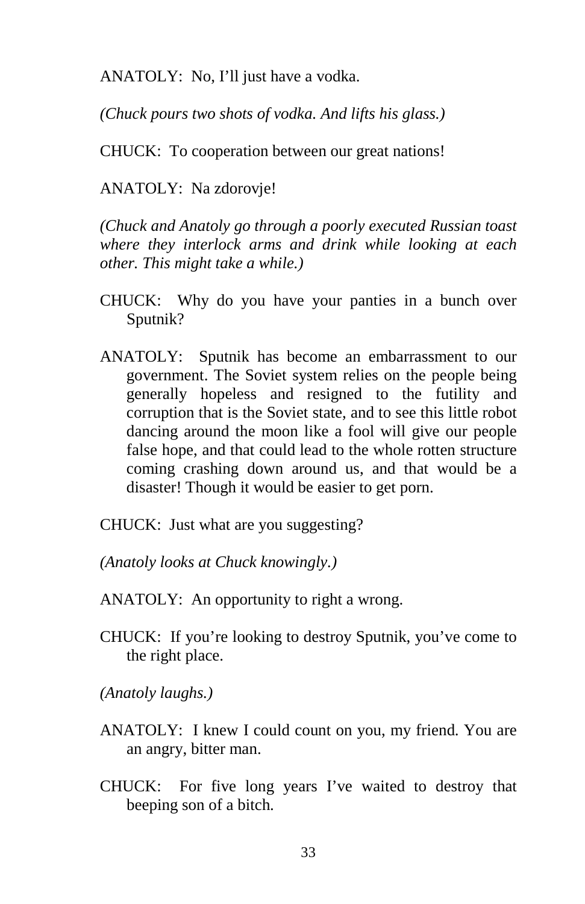ANATOLY: No, I'll just have a vodka.

*(Chuck pours two shots of vodka. And lifts his glass.)*

CHUCK: To cooperation between our great nations!

ANATOLY: Na zdorovje!

*(Chuck and Anatoly go through a poorly executed Russian toast where they interlock arms and drink while looking at each other. This might take a while.)*

CHUCK: Why do you have your panties in a bunch over Sputnik?

ANATOLY: Sputnik has become an embarrassment to our government. The Soviet system relies on the people being generally hopeless and resigned to the futility and corruption that is the Soviet state, and to see this little robot dancing around the moon like a fool will give our people false hope, and that could lead to the whole rotten structure coming crashing down around us, and that would be a disaster! Though it would be easier to get porn.

CHUCK: Just what are you suggesting?

*(Anatoly looks at Chuck knowingly.)*

ANATOLY: An opportunity to right a wrong.

CHUCK: If you're looking to destroy Sputnik, you've come to the right place.

*(Anatoly laughs.)*

ANATOLY: I knew I could count on you, my friend. You are an angry, bitter man.

CHUCK: For five long years I've waited to destroy that beeping son of a bitch.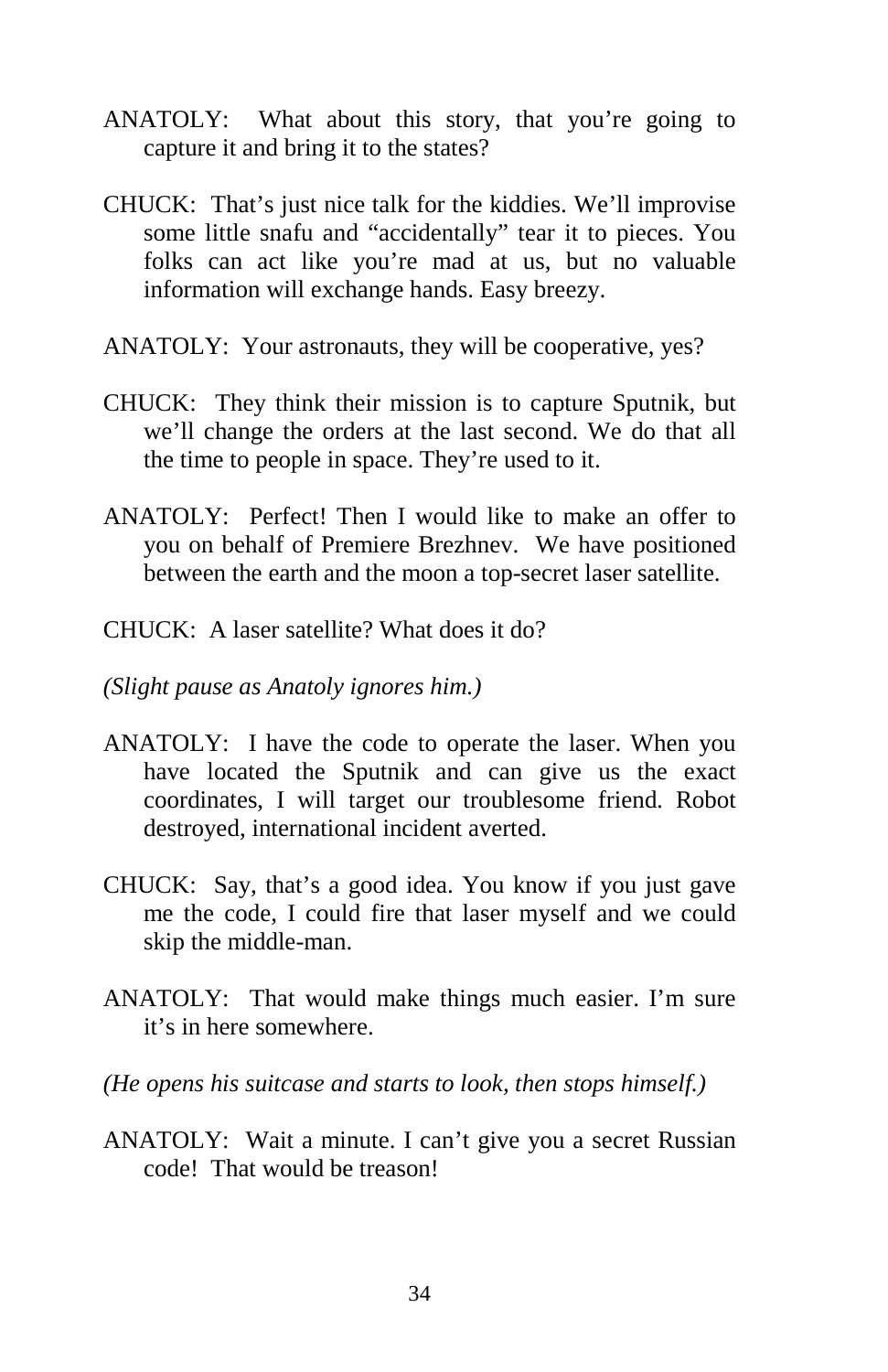ANATOLY: What about this story, that you're going to capture it and bring it to the states?

CHUCK: That's just nice talk for the kiddies. We'll improvise some little snafu and "accidentally" tear it to pieces. You folks can act like you're mad at us, but no valuable information will exchange hands. Easy breezy.

ANATOLY: Your astronauts, they will be cooperative, yes?

CHUCK: They think their mission is to capture Sputnik, but we'll change the orders at the last second. We do that all the time to people in space. They're used to it.

ANATOLY: Perfect! Then I would like to make an offer to you on behalf of Premiere Brezhnev. We have positioned between the earth and the moon a top-secret laser satellite.

CHUCK: A laser satellite? What does it do?

*(Slight pause as Anatoly ignores him.)*

ANATOLY: I have the code to operate the laser. When you have located the Sputnik and can give us the exact coordinates, I will target our troublesome friend. Robot destroyed, international incident averted.

CHUCK: Say, that's a good idea. You know if you just gave me the code, I could fire that laser myself and we could skip the middle-man.

ANATOLY: That would make things much easier. I'm sure it's in here somewhere.

*(He opens his suitcase and starts to look, then stops himself.)*

ANATOLY: Wait a minute. I can't give you a secret Russian code! That would be treason!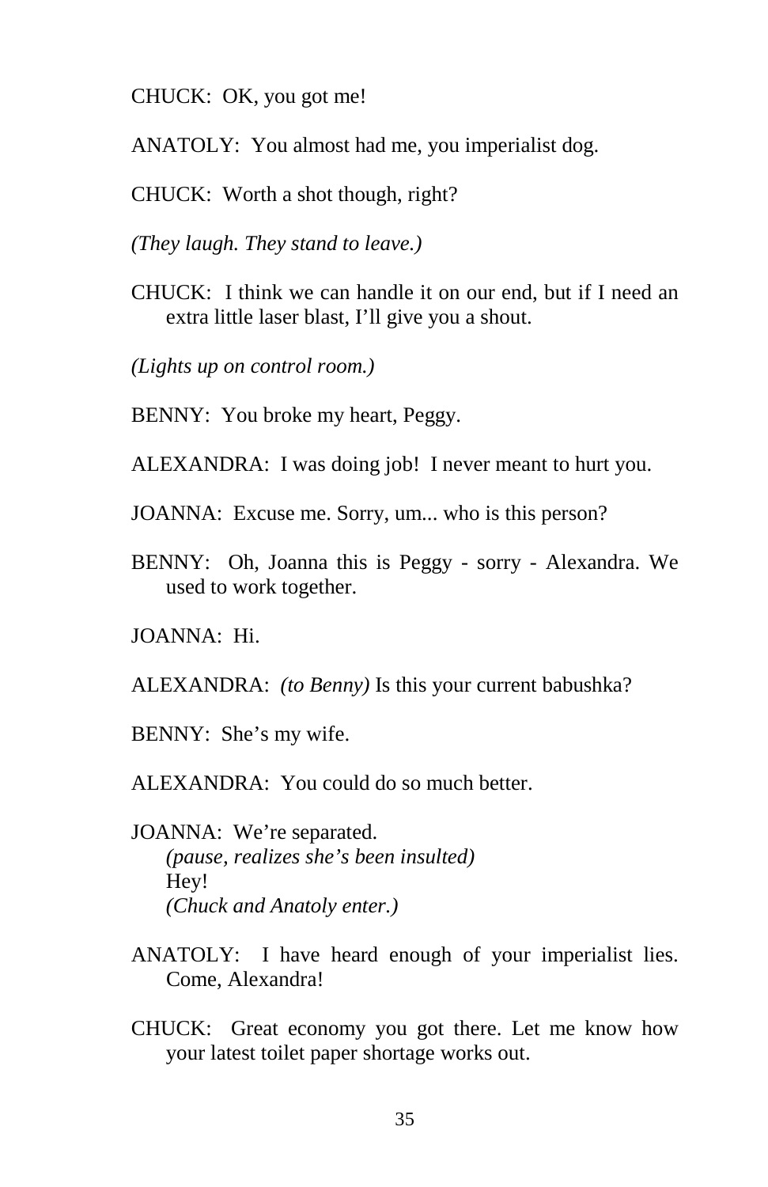CHUCK: OK, you got me!

ANATOLY: You almost had me, you imperialist dog.

CHUCK: Worth a shot though, right?

*(They laugh. They stand to leave.)*

CHUCK: I think we can handle it on our end, but if I need an extra little laser blast, I'll give you a shout.

*(Lights up on control room.)*

BENNY: You broke my heart, Peggy.

ALEXANDRA: I was doing job! I never meant to hurt you.

JOANNA: Excuse me. Sorry, um... who is this person?

BENNY: Oh, Joanna this is Peggy - sorry - Alexandra. We used to work together.

JOANNA: Hi.

ALEXANDRA: *(to Benny)* Is this your current babushka?

BENNY: She's my wife.

ALEXANDRA: You could do so much better.

JOANNA: We're separated.
*(pause, realizes she's been insulted)*
Hey!
*(Chuck and Anatoly enter.)*

ANATOLY: I have heard enough of your imperialist lies. Come, Alexandra!

CHUCK: Great economy you got there. Let me know how your latest toilet paper shortage works out.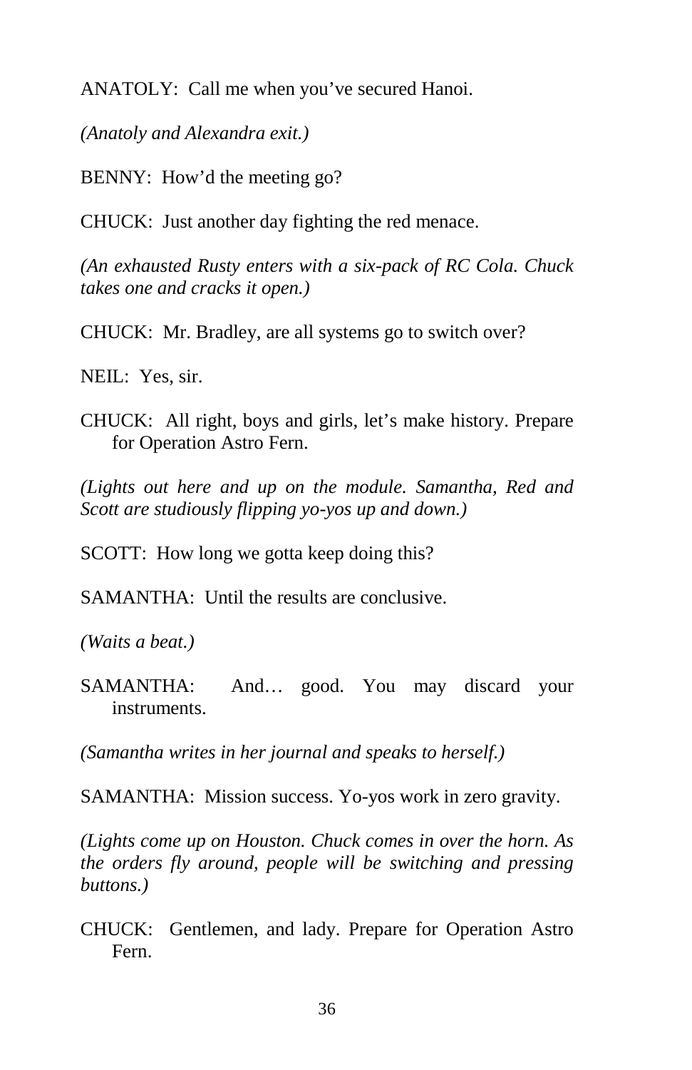ANATOLY: Call me when you've secured Hanoi.

*(Anatoly and Alexandra exit.)*

BENNY: How'd the meeting go?

CHUCK: Just another day fighting the red menace.

*(An exhausted Rusty enters with a six-pack of RC Cola. Chuck takes one and cracks it open.)*

CHUCK: Mr. Bradley, are all systems go to switch over?

NEIL: Yes, sir.

CHUCK: All right, boys and girls, let's make history. Prepare for Operation Astro Fern.

*(Lights out here and up on the module. Samantha, Red and Scott are studiously flipping yo-yos up and down.)*

SCOTT: How long we gotta keep doing this?

SAMANTHA: Until the results are conclusive.

*(Waits a beat.)*

SAMANTHA: And… good. You may discard your instruments.

*(Samantha writes in her journal and speaks to herself.)*

SAMANTHA: Mission success. Yo-yos work in zero gravity.

*(Lights come up on Houston. Chuck comes in over the horn. As the orders fly around, people will be switching and pressing buttons.)*

CHUCK: Gentlemen, and lady. Prepare for Operation Astro Fern.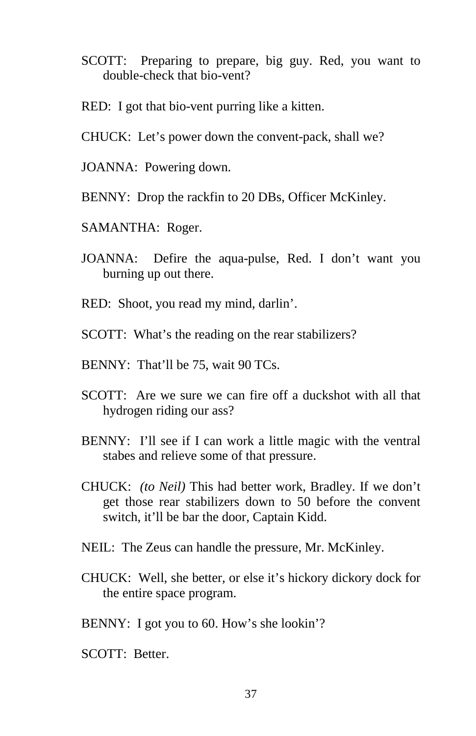SCOTT: Preparing to prepare, big guy. Red, you want to double-check that bio-vent?

RED: I got that bio-vent purring like a kitten.

CHUCK: Let's power down the convent-pack, shall we?

JOANNA: Powering down.

BENNY: Drop the rackfin to 20 DBs, Officer McKinley.

SAMANTHA: Roger.

JOANNA: Defire the aqua-pulse, Red. I don't want you burning up out there.

RED: Shoot, you read my mind, darlin'.

SCOTT: What's the reading on the rear stabilizers?

BENNY: That'll be 75, wait 90 TCs.

SCOTT: Are we sure we can fire off a duckshot with all that hydrogen riding our ass?

BENNY: I'll see if I can work a little magic with the ventral stabes and relieve some of that pressure.

CHUCK: *(to Neil)* This had better work, Bradley. If we don't get those rear stabilizers down to 50 before the convent switch, it'll be bar the door, Captain Kidd.

NEIL: The Zeus can handle the pressure, Mr. McKinley.

CHUCK: Well, she better, or else it's hickory dickory dock for the entire space program.

BENNY: I got you to 60. How's she lookin'?

SCOTT: Better.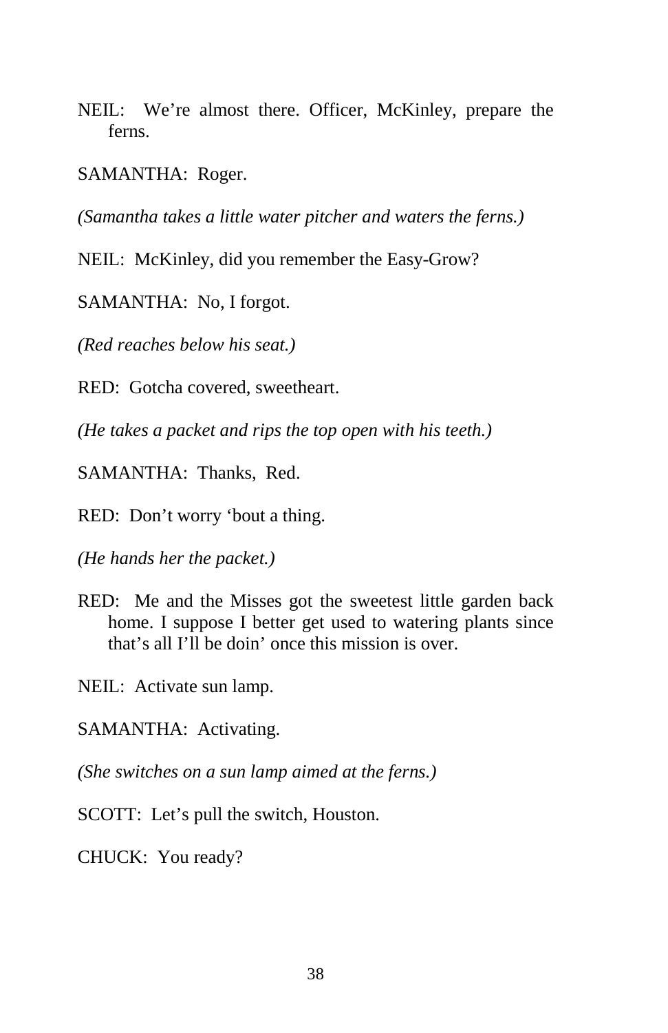NEIL: We're almost there. Officer, McKinley, prepare the ferns.

SAMANTHA: Roger.

*(Samantha takes a little water pitcher and waters the ferns.)*

NEIL: McKinley, did you remember the Easy-Grow?

SAMANTHA: No, I forgot.

*(Red reaches below his seat.)*

RED: Gotcha covered, sweetheart.

*(He takes a packet and rips the top open with his teeth.)*

SAMANTHA: Thanks, Red.

RED: Don't worry 'bout a thing.

*(He hands her the packet.)*

RED: Me and the Misses got the sweetest little garden back home. I suppose I better get used to watering plants since that's all I'll be doin' once this mission is over.

NEIL: Activate sun lamp.

SAMANTHA: Activating.

*(She switches on a sun lamp aimed at the ferns.)*

SCOTT: Let's pull the switch, Houston.

CHUCK: You ready?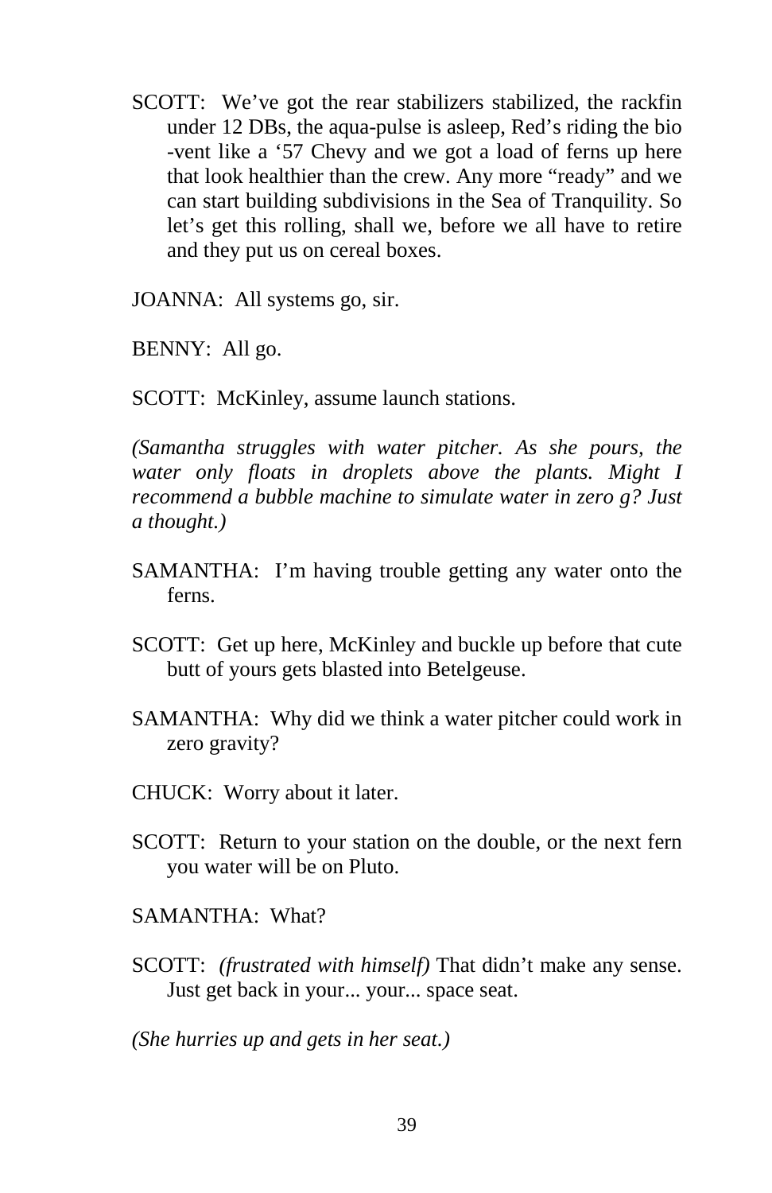SCOTT: We've got the rear stabilizers stabilized, the rackfin under 12 DBs, the aqua-pulse is asleep, Red's riding the bio-vent like a '57 Chevy and we got a load of ferns up here that look healthier than the crew. Any more "ready" and we can start building subdivisions in the Sea of Tranquility. So let's get this rolling, shall we, before we all have to retire and they put us on cereal boxes.

JOANNA: All systems go, sir.

BENNY: All go.

SCOTT: McKinley, assume launch stations.

*(Samantha struggles with water pitcher. As she pours, the water only floats in droplets above the plants. Might I recommend a bubble machine to simulate water in zero g? Just a thought.)*

SAMANTHA: I'm having trouble getting any water onto the ferns.

SCOTT: Get up here, McKinley and buckle up before that cute butt of yours gets blasted into Betelgeuse.

SAMANTHA: Why did we think a water pitcher could work in zero gravity?

CHUCK: Worry about it later.

SCOTT: Return to your station on the double, or the next fern you water will be on Pluto.

SAMANTHA: What?

SCOTT: *(frustrated with himself)* That didn't make any sense. Just get back in your... your... space seat.

*(She hurries up and gets in her seat.)*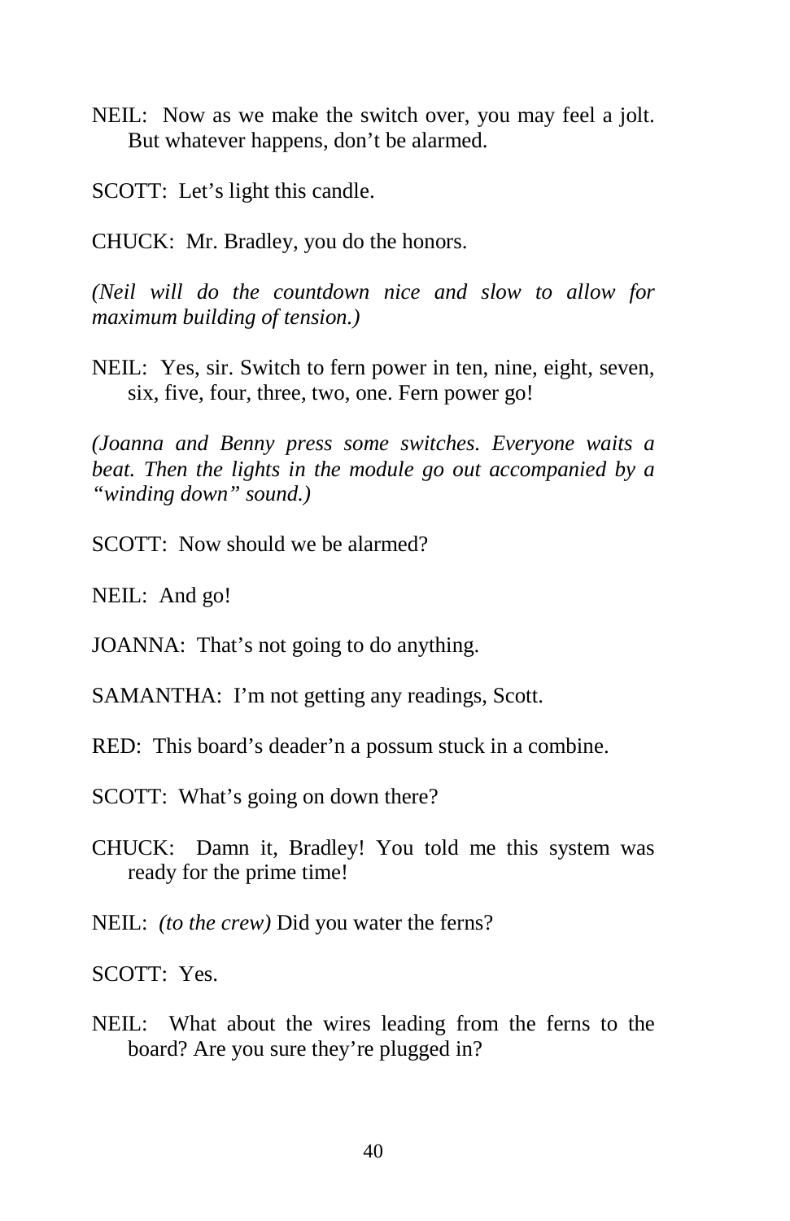NEIL: Now as we make the switch over, you may feel a jolt. But whatever happens, don't be alarmed.

SCOTT: Let's light this candle.

CHUCK: Mr. Bradley, you do the honors.

*(Neil will do the countdown nice and slow to allow for maximum building of tension.)*

NEIL: Yes, sir. Switch to fern power in ten, nine, eight, seven, six, five, four, three, two, one. Fern power go!

*(Joanna and Benny press some switches. Everyone waits a beat. Then the lights in the module go out accompanied by a "winding down" sound.)*

SCOTT: Now should we be alarmed?

NEIL: And go!

JOANNA: That's not going to do anything.

SAMANTHA: I'm not getting any readings, Scott.

RED: This board's deader'n a possum stuck in a combine.

SCOTT: What's going on down there?

CHUCK: Damn it, Bradley! You told me this system was ready for the prime time!

NEIL: *(to the crew)* Did you water the ferns?

SCOTT: Yes.

NEIL: What about the wires leading from the ferns to the board? Are you sure they're plugged in?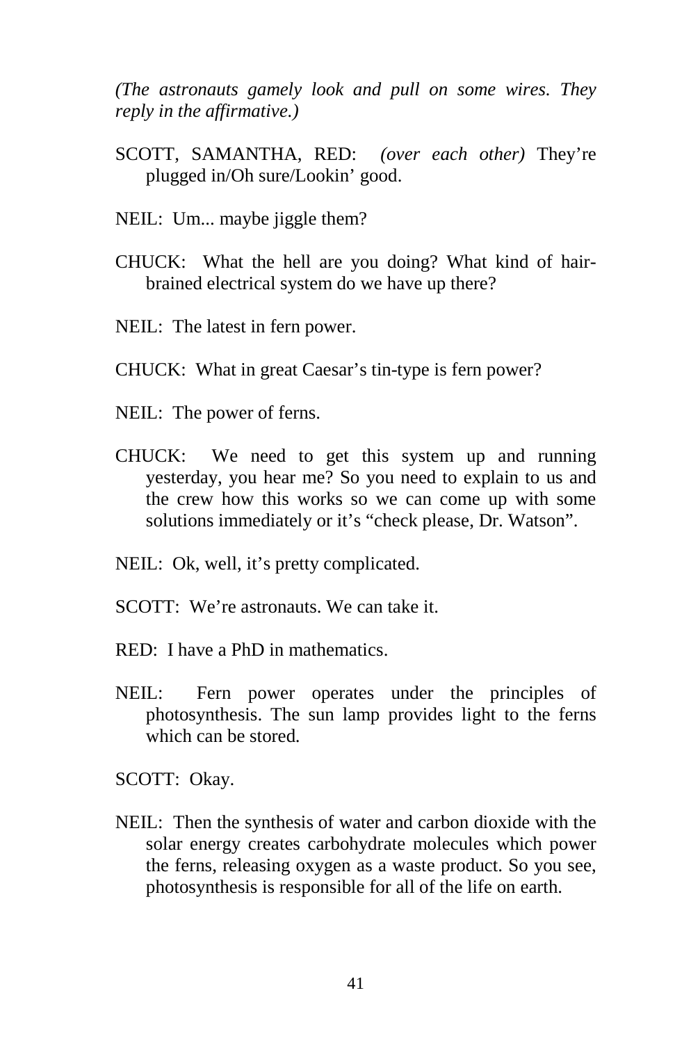*(The astronauts gamely look and pull on some wires. They reply in the affirmative.)*

SCOTT, SAMANTHA, RED: *(over each other)* They're plugged in/Oh sure/Lookin' good.

NEIL: Um... maybe jiggle them?

CHUCK: What the hell are you doing? What kind of hair-brained electrical system do we have up there?

NEIL: The latest in fern power.

CHUCK: What in great Caesar's tin-type is fern power?

NEIL: The power of ferns.

CHUCK: We need to get this system up and running yesterday, you hear me? So you need to explain to us and the crew how this works so we can come up with some solutions immediately or it's "check please, Dr. Watson".

NEIL: Ok, well, it's pretty complicated.

SCOTT: We're astronauts. We can take it.

RED: I have a PhD in mathematics.

NEIL: Fern power operates under the principles of photosynthesis. The sun lamp provides light to the ferns which can be stored.

SCOTT: Okay.

NEIL: Then the synthesis of water and carbon dioxide with the solar energy creates carbohydrate molecules which power the ferns, releasing oxygen as a waste product. So you see, photosynthesis is responsible for all of the life on earth.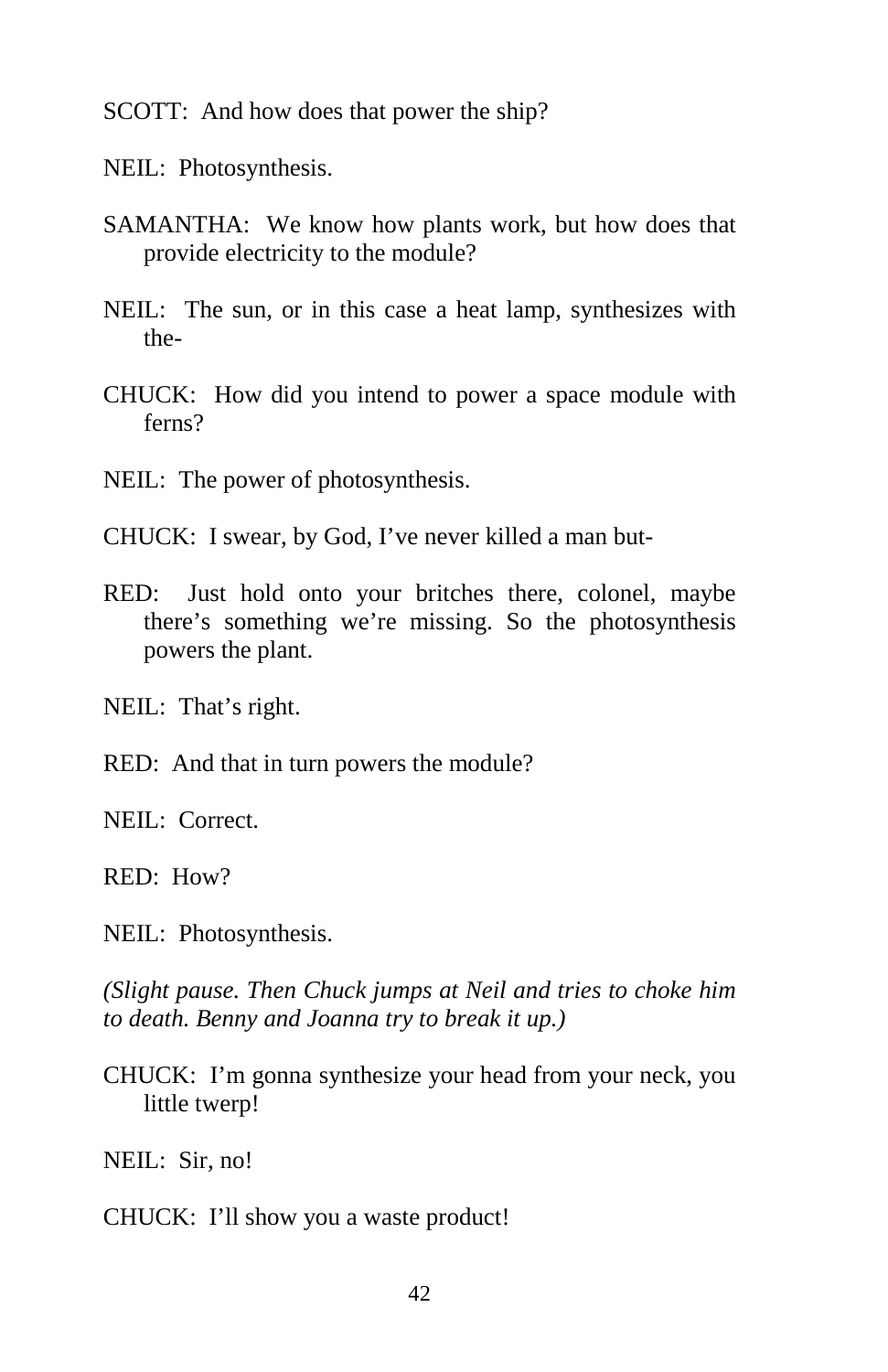SCOTT: And how does that power the ship?

NEIL: Photosynthesis.

SAMANTHA: We know how plants work, but how does that provide electricity to the module?

NEIL: The sun, or in this case a heat lamp, synthesizes with the-

CHUCK: How did you intend to power a space module with ferns?

NEIL: The power of photosynthesis.

CHUCK: I swear, by God, I've never killed a man but-

RED: Just hold onto your britches there, colonel, maybe there's something we're missing. So the photosynthesis powers the plant.

NEIL: That's right.

RED: And that in turn powers the module?

NEIL: Correct.

RED: How?

NEIL: Photosynthesis.

*(Slight pause. Then Chuck jumps at Neil and tries to choke him to death. Benny and Joanna try to break it up.)*

CHUCK: I'm gonna synthesize your head from your neck, you little twerp!

NEIL: Sir, no!

CHUCK: I'll show you a waste product!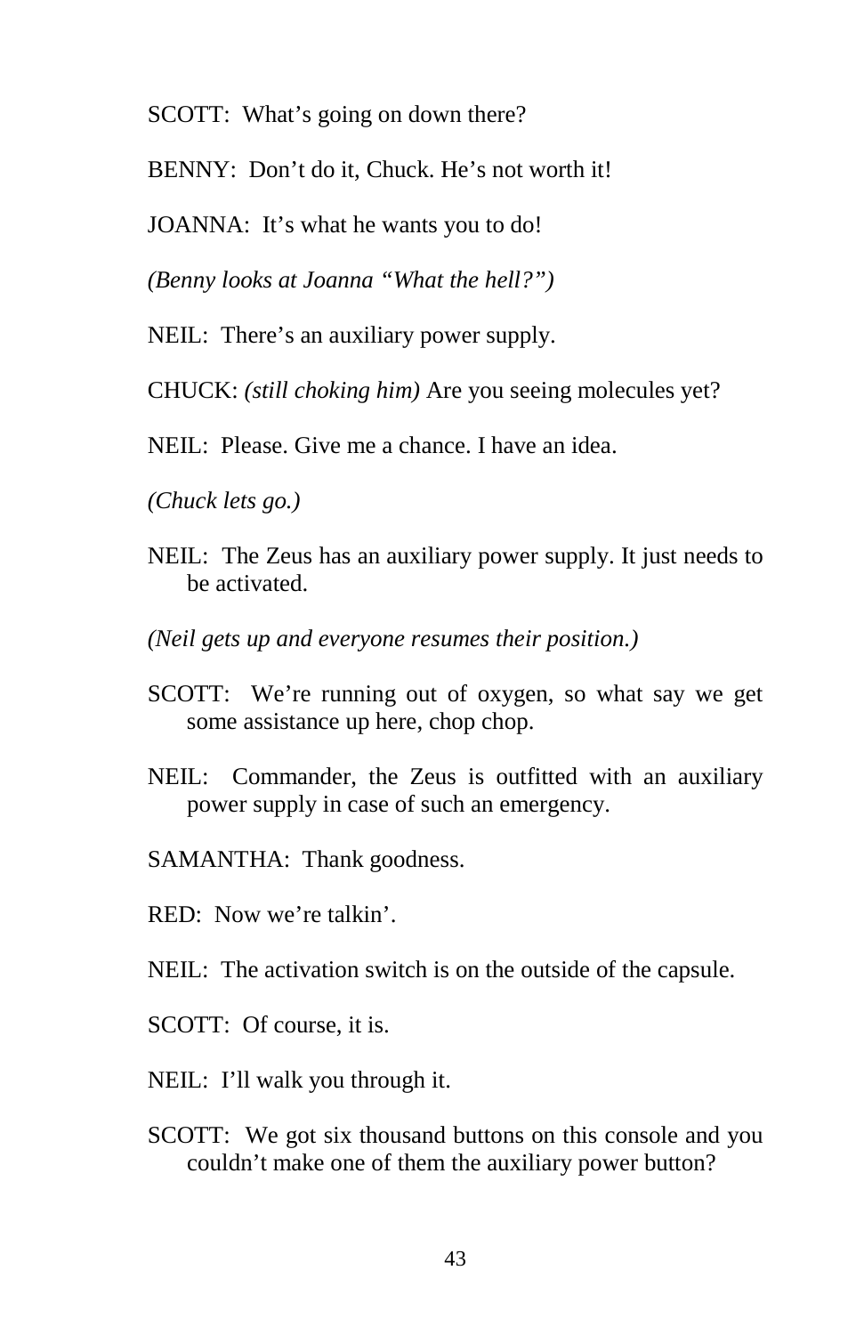SCOTT:  What's going on down there?

BENNY:  Don't do it, Chuck. He's not worth it!

JOANNA:  It's what he wants you to do!

*(Benny looks at Joanna "What the hell?")*

NEIL:  There's an auxiliary power supply.

CHUCK: *(still choking him)* Are you seeing molecules yet?

NEIL:  Please. Give me a chance. I have an idea.

*(Chuck lets go.)*

NEIL:  The Zeus has an auxiliary power supply. It just needs to be activated.

*(Neil gets up and everyone resumes their position.)*

SCOTT:  We're running out of oxygen, so what say we get some assistance up here, chop chop.

NEIL:  Commander, the Zeus is outfitted with an auxiliary power supply in case of such an emergency.

SAMANTHA:  Thank goodness.

RED:  Now we're talkin'.

NEIL:  The activation switch is on the outside of the capsule.

SCOTT:  Of course, it is.

NEIL:  I'll walk you through it.

SCOTT:  We got six thousand buttons on this console and you couldn't make one of them the auxiliary power button?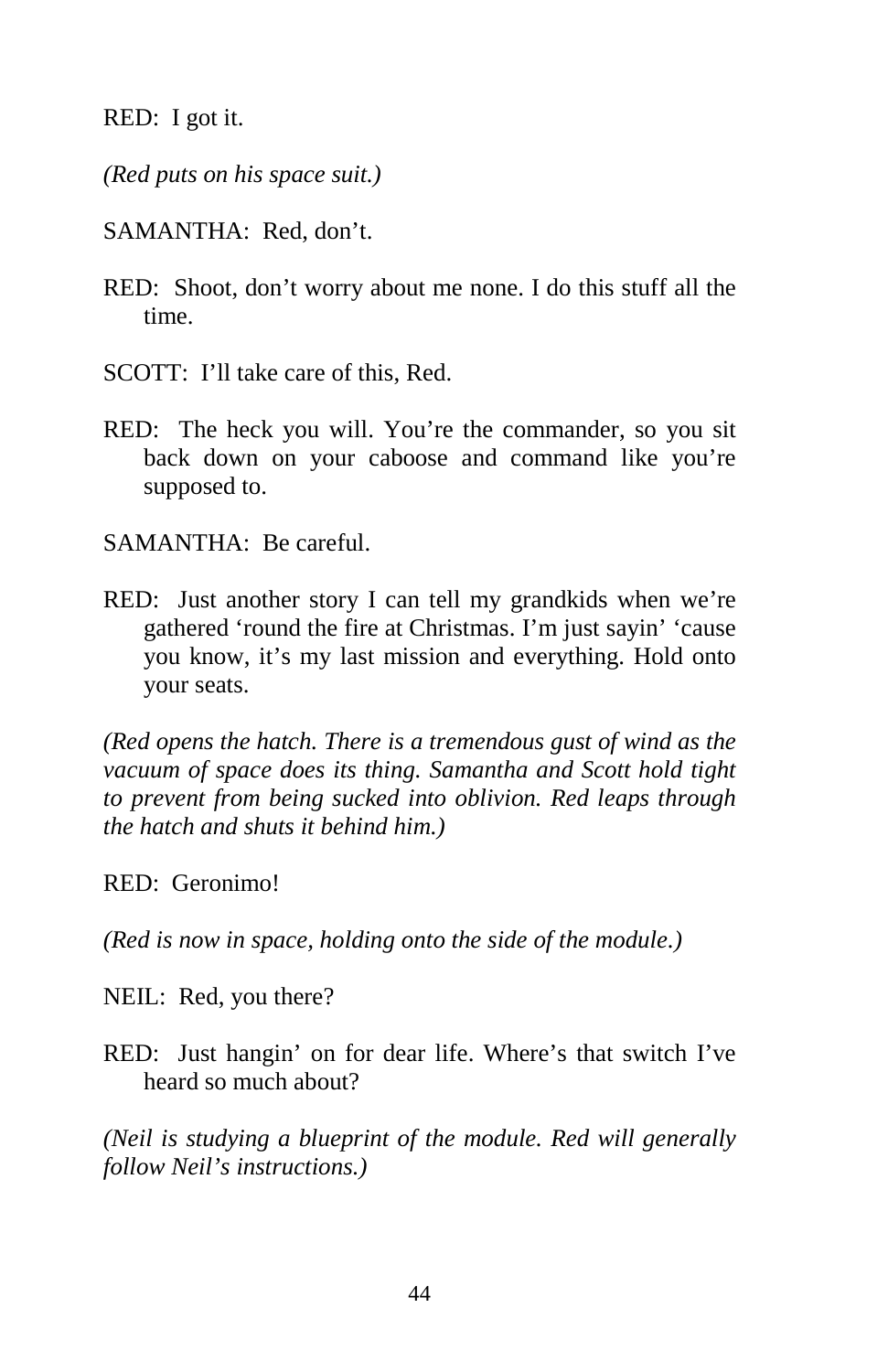RED: I got it.

*(Red puts on his space suit.)*

SAMANTHA: Red, don't.

RED: Shoot, don't worry about me none. I do this stuff all the time.

SCOTT: I'll take care of this, Red.

RED: The heck you will. You're the commander, so you sit back down on your caboose and command like you're supposed to.

SAMANTHA: Be careful.

RED: Just another story I can tell my grandkids when we're gathered 'round the fire at Christmas. I'm just sayin' 'cause you know, it's my last mission and everything. Hold onto your seats.

*(Red opens the hatch. There is a tremendous gust of wind as the vacuum of space does its thing. Samantha and Scott hold tight to prevent from being sucked into oblivion. Red leaps through the hatch and shuts it behind him.)*

RED: Geronimo!

*(Red is now in space, holding onto the side of the module.)*

NEIL: Red, you there?

RED: Just hangin' on for dear life. Where's that switch I've heard so much about?

*(Neil is studying a blueprint of the module. Red will generally follow Neil's instructions.)*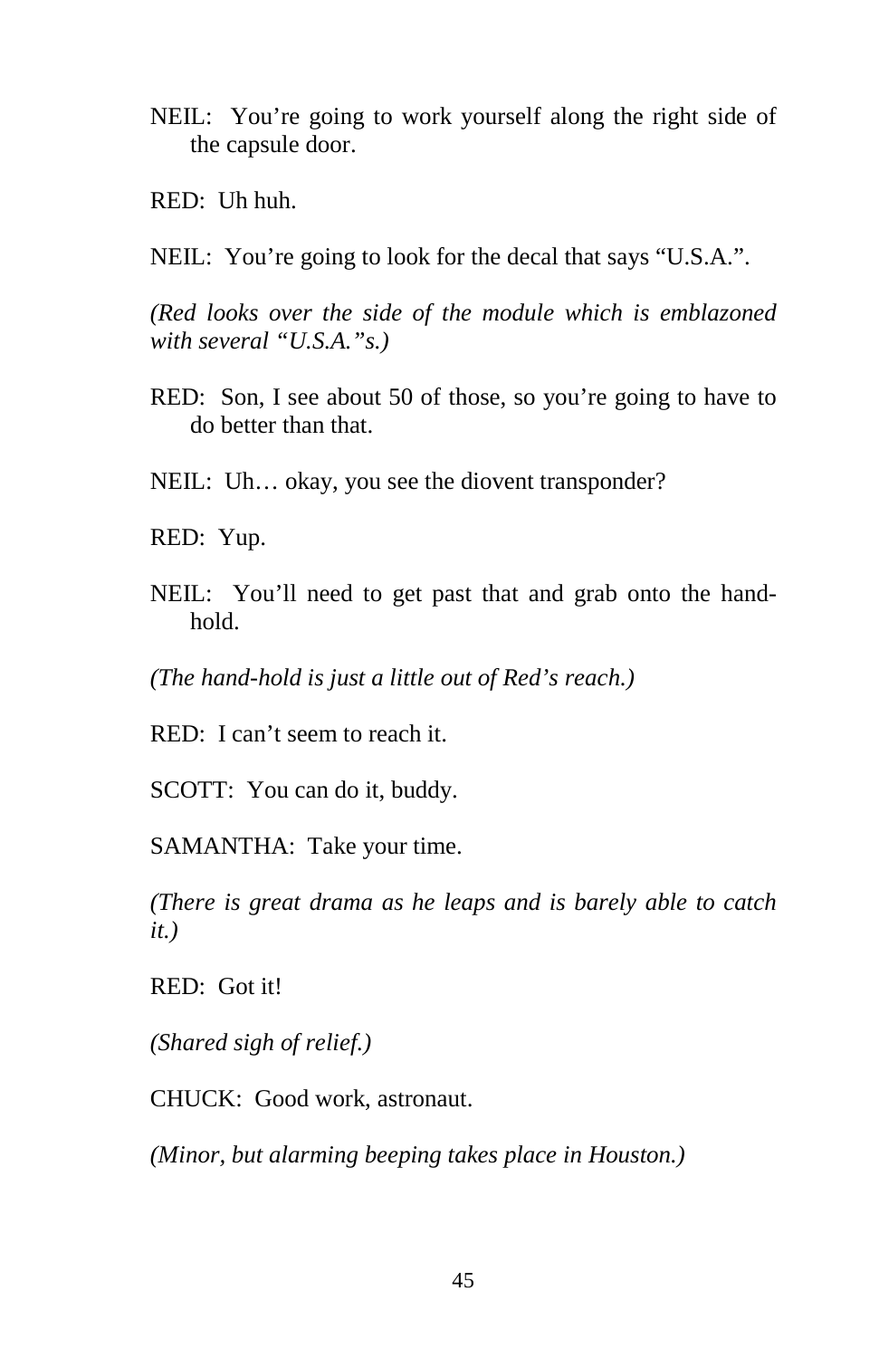NEIL: You're going to work yourself along the right side of the capsule door.

RED: Uh huh.

NEIL: You're going to look for the decal that says "U.S.A.".

*(Red looks over the side of the module which is emblazoned with several "U.S.A."s.)*

RED: Son, I see about 50 of those, so you're going to have to do better than that.

NEIL: Uh… okay, you see the diovent transponder?

RED: Yup.

NEIL: You'll need to get past that and grab onto the hand-hold.

*(The hand-hold is just a little out of Red's reach.)*

RED: I can't seem to reach it.

SCOTT: You can do it, buddy.

SAMANTHA: Take your time.

*(There is great drama as he leaps and is barely able to catch it.)*

RED: Got it!

*(Shared sigh of relief.)*

CHUCK: Good work, astronaut.

*(Minor, but alarming beeping takes place in Houston.)*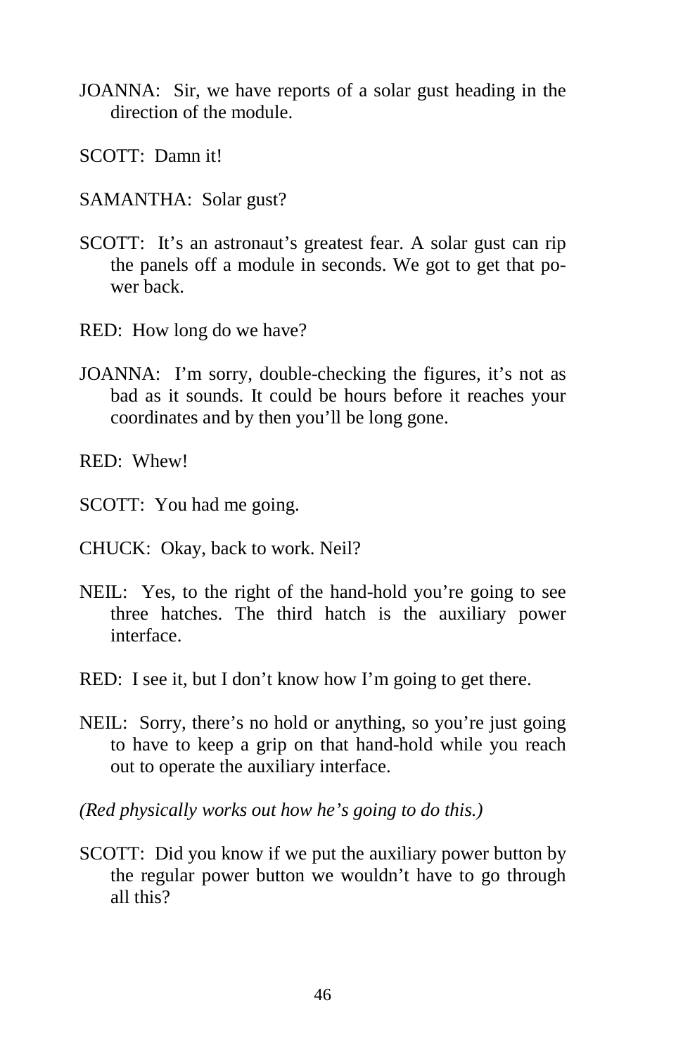JOANNA: Sir, we have reports of a solar gust heading in the direction of the module.

SCOTT: Damn it!

SAMANTHA: Solar gust?

SCOTT: It's an astronaut's greatest fear. A solar gust can rip the panels off a module in seconds. We got to get that power back.

RED: How long do we have?

JOANNA: I'm sorry, double-checking the figures, it's not as bad as it sounds. It could be hours before it reaches your coordinates and by then you'll be long gone.

RED: Whew!

SCOTT: You had me going.

CHUCK: Okay, back to work. Neil?

NEIL: Yes, to the right of the hand-hold you're going to see three hatches. The third hatch is the auxiliary power interface.

RED: I see it, but I don't know how I'm going to get there.

NEIL: Sorry, there's no hold or anything, so you're just going to have to keep a grip on that hand-hold while you reach out to operate the auxiliary interface.

*(Red physically works out how he's going to do this.)*

SCOTT: Did you know if we put the auxiliary power button by the regular power button we wouldn't have to go through all this?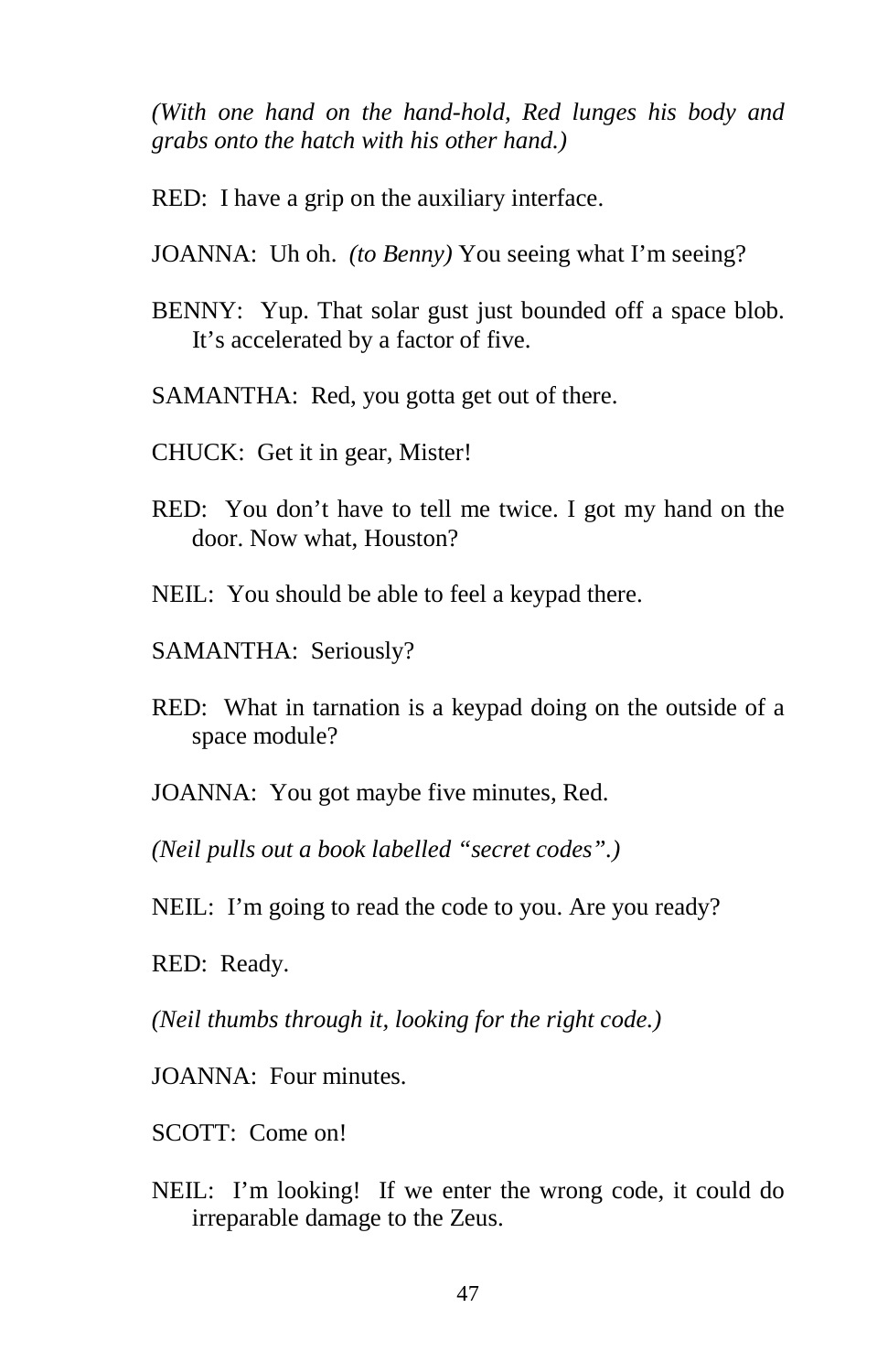*(With one hand on the hand-hold, Red lunges his body and grabs onto the hatch with his other hand.)*

RED: I have a grip on the auxiliary interface.

JOANNA: Uh oh. *(to Benny)* You seeing what I'm seeing?

BENNY: Yup. That solar gust just bounded off a space blob. It's accelerated by a factor of five.

SAMANTHA: Red, you gotta get out of there.

CHUCK: Get it in gear, Mister!

RED: You don't have to tell me twice. I got my hand on the door. Now what, Houston?

NEIL: You should be able to feel a keypad there.

SAMANTHA: Seriously?

RED: What in tarnation is a keypad doing on the outside of a space module?

JOANNA: You got maybe five minutes, Red.

*(Neil pulls out a book labelled "secret codes".)*

NEIL: I'm going to read the code to you. Are you ready?

RED: Ready.

*(Neil thumbs through it, looking for the right code.)*

JOANNA: Four minutes.

SCOTT: Come on!

NEIL: I'm looking! If we enter the wrong code, it could do irreparable damage to the Zeus.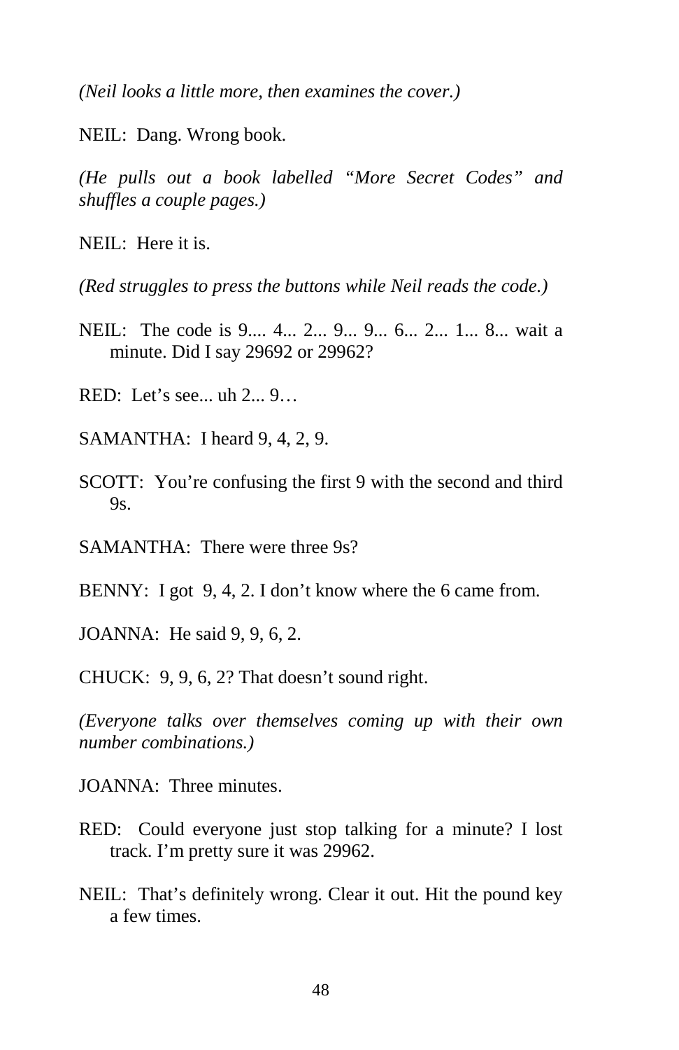*(Neil looks a little more, then examines the cover.)*

NEIL: Dang. Wrong book.

*(He pulls out a book labelled "More Secret Codes" and shuffles a couple pages.)*

NEIL: Here it is.

*(Red struggles to press the buttons while Neil reads the code.)*

NEIL: The code is 9.... 4... 2... 9... 9... 6... 2... 1... 8... wait a minute. Did I say 29692 or 29962?

RED: Let's see... uh 2... 9…

SAMANTHA: I heard 9, 4, 2, 9.

SCOTT: You're confusing the first 9 with the second and third 9s.

SAMANTHA: There were three 9s?

BENNY: I got 9, 4, 2. I don't know where the 6 came from.

JOANNA: He said 9, 9, 6, 2.

CHUCK: 9, 9, 6, 2? That doesn't sound right.

*(Everyone talks over themselves coming up with their own number combinations.)*

JOANNA: Three minutes.

RED: Could everyone just stop talking for a minute? I lost track. I'm pretty sure it was 29962.

NEIL: That's definitely wrong. Clear it out. Hit the pound key a few times.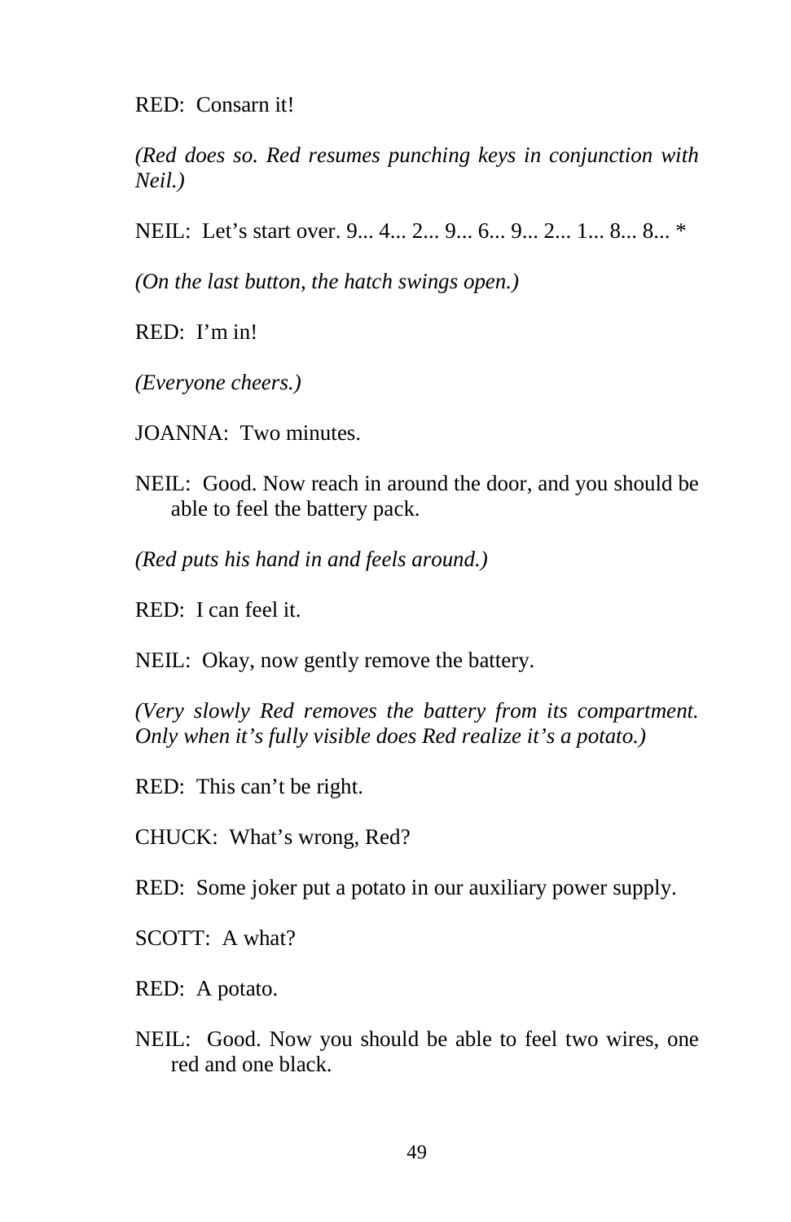RED: Consarn it!

*(Red does so. Red resumes punching keys in conjunction with Neil.)*

NEIL: Let's start over. 9... 4... 2... 9... 6... 9... 2... 1... 8... 8... *

*(On the last button, the hatch swings open.)*

RED: I'm in!

*(Everyone cheers.)*

JOANNA: Two minutes.

NEIL: Good. Now reach in around the door, and you should be able to feel the battery pack.

*(Red puts his hand in and feels around.)*

RED: I can feel it.

NEIL: Okay, now gently remove the battery.

*(Very slowly Red removes the battery from its compartment. Only when it's fully visible does Red realize it's a potato.)*

RED: This can't be right.

CHUCK: What's wrong, Red?

RED: Some joker put a potato in our auxiliary power supply.

SCOTT: A what?

RED: A potato.

NEIL: Good. Now you should be able to feel two wires, one red and one black.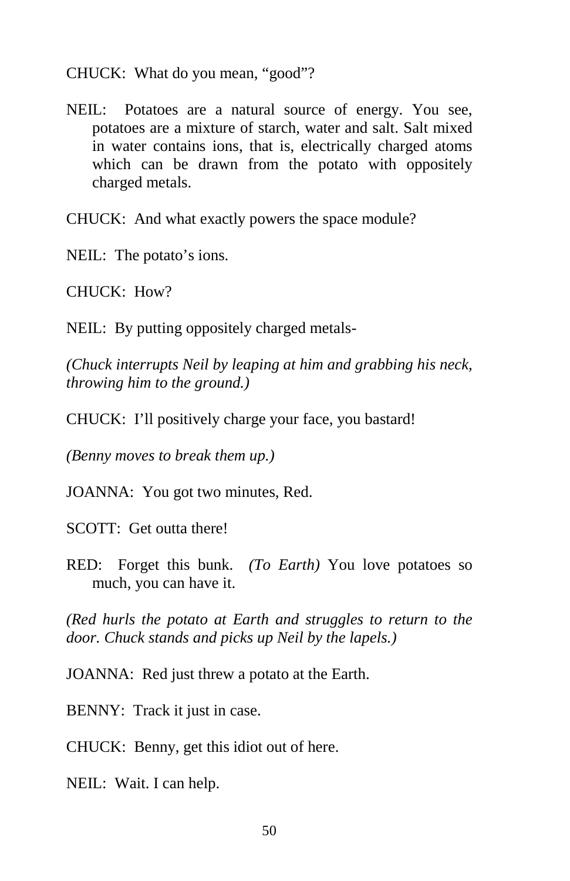CHUCK: What do you mean, “good”?

NEIL: Potatoes are a natural source of energy. You see, potatoes are a mixture of starch, water and salt. Salt mixed in water contains ions, that is, electrically charged atoms which can be drawn from the potato with oppositely charged metals.

CHUCK: And what exactly powers the space module?

NEIL: The potato’s ions.

CHUCK: How?

NEIL: By putting oppositely charged metals-

*(Chuck interrupts Neil by leaping at him and grabbing his neck, throwing him to the ground.)*

CHUCK: I’ll positively charge your face, you bastard!

*(Benny moves to break them up.)*

JOANNA: You got two minutes, Red.

SCOTT: Get outta there!

RED: Forget this bunk. *(To Earth)* You love potatoes so much, you can have it.

*(Red hurls the potato at Earth and struggles to return to the door. Chuck stands and picks up Neil by the lapels.)*

JOANNA: Red just threw a potato at the Earth.

BENNY: Track it just in case.

CHUCK: Benny, get this idiot out of here.

NEIL: Wait. I can help.